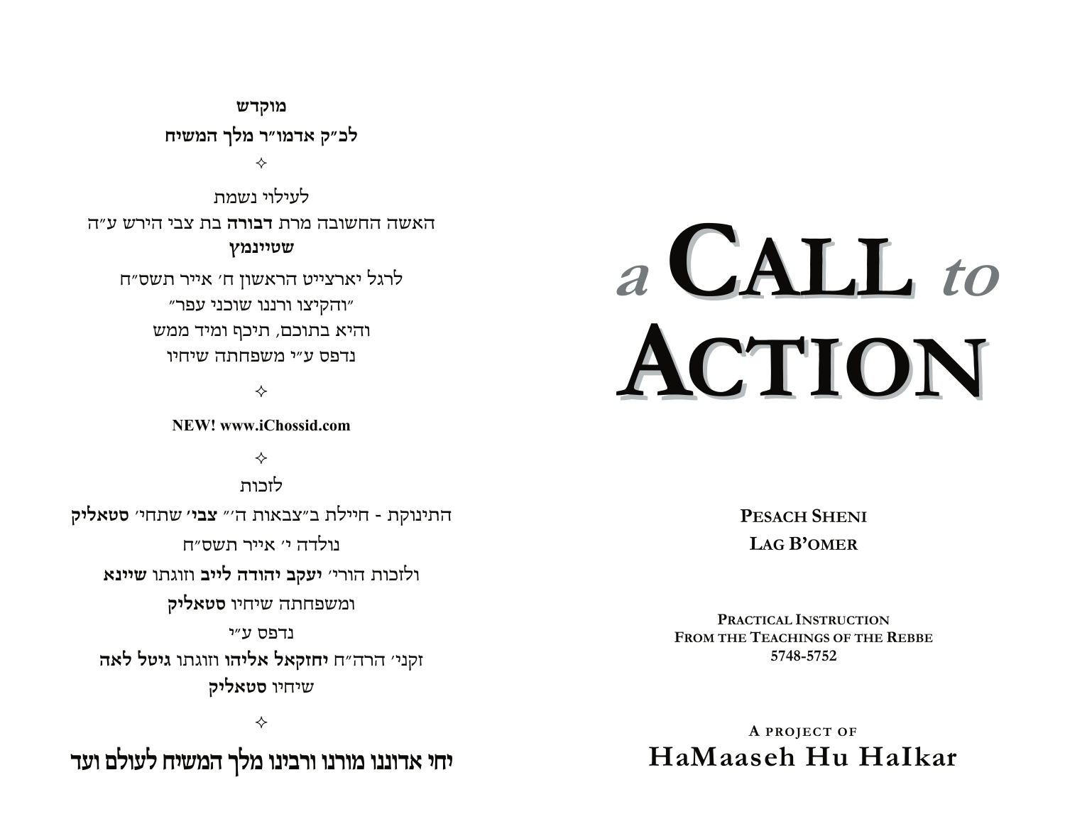**מוקדש**

**לכ״ק אדמו״ר מלך המשיח**

✧

לעילוי נשמת

האשה החשובה מרת **דבורה** בת צבי הירש ע״ה

**שטיינמנץ**

לרגל יארצייט הראשון ח׳ אייר תשס״ח

״והקיצו ורננו שוכני עפר״

והיא בתוכם, תיכף ומיד ממש

נדפס ע״י משפחתה שיחיו

✧

**NEW! www.iChossid.com**

✧

לזכות

התינוקת - חיילת ב״צבאות ה׳״ **צבי׳** שתחי׳ **סטאליק**

נולדה י׳ אייר תשס״ח

ולזכות הורי׳ **יעקב יהודה לייב** וזוגתו **שיינא**

ומשפחתה שיחיו **סטאליק**

נדפס ע״י

זקני׳ הרה״ח **יחזקאל אליהו** וזוגתו **גיטל לאה**

שיחיו **סטאליק**

✧

**יחי אדוננו מורנו ורבינו מלך המשיח לעולם ועד**

# *a* CALL *to* ACTION

**PESACH SHENI**

**LAG B'OMER**

**PRACTICAL INSTRUCTION**
**FROM THE TEACHINGS OF THE REBBE**
**5748-5752**

**A PROJECT OF**

**HaMaaseh Hu HaIkar**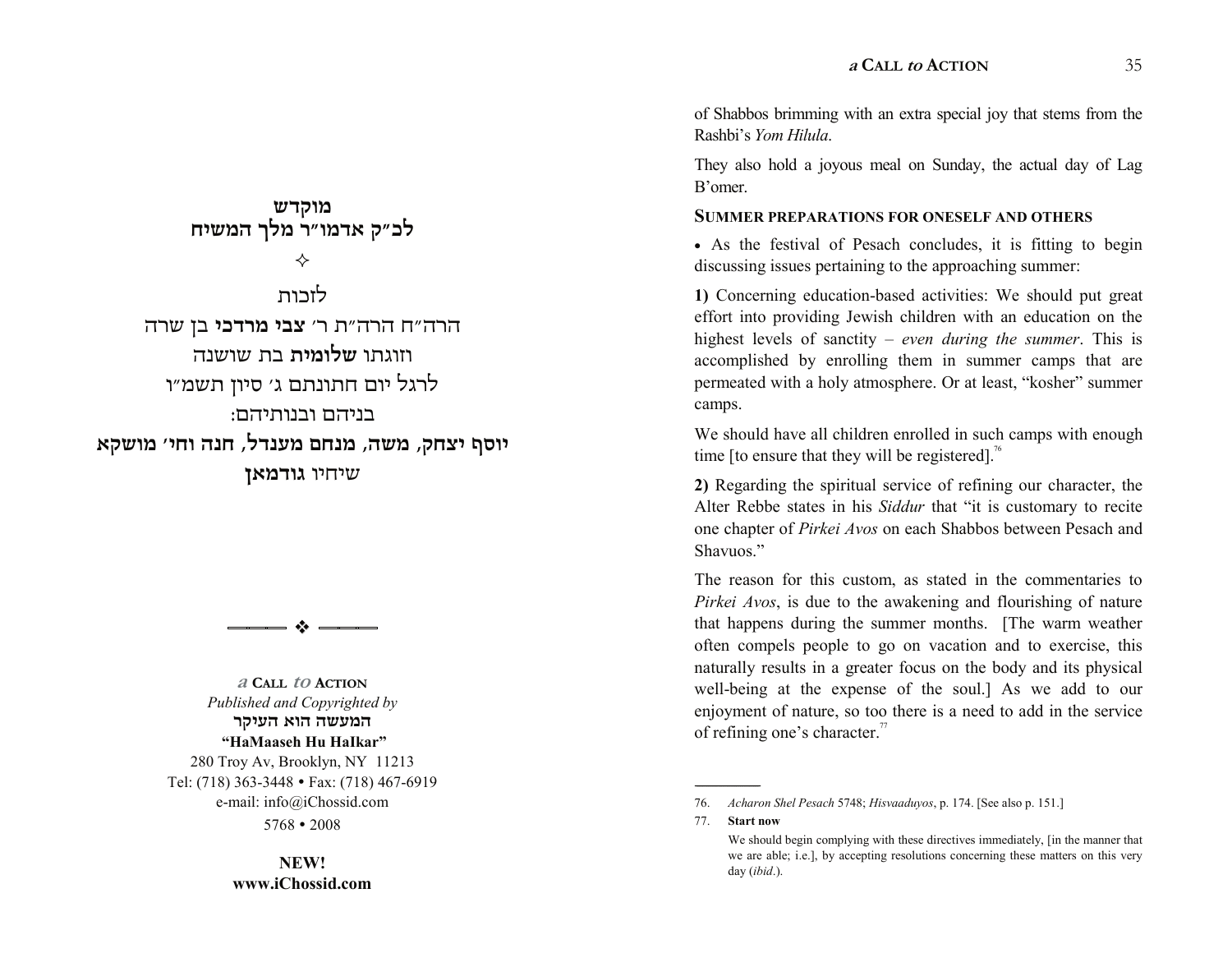**מוקדש**
**לכ״ק אדמו״ר מלך המשיח**

✧

לזכות

הרה״ח הרה״ת ר׳ **צבי מרדכי** בן שרה

וזוגתו **שלומית** בת שושנה

לרגל יום חתונתם ג׳ סיון תשמ״ו

בניהם ובנותיהם:

**יוסף יצחק, משה, מנחם מענדל, חנה וחי׳ מושקא**

שיחיו **גודמאן**

❖

*a* **CALL** *to* **ACTION**
*Published and Copyrighted by*
**המעשה הוא העיקר**
**"HaMaaseh Hu HaIkar"**
280 Troy Av, Brooklyn, NY 11213
Tel: (718) 363-3448 • Fax: (718) 467-6919
e-mail: info@iChossid.com
5768 • 2008

**NEW!**
**www.iChossid.com**

of Shabbos brimming with an extra special joy that stems from the Rashbi's *Yom Hilula*.

They also hold a joyous meal on Sunday, the actual day of Lag B'omer.

### SUMMER PREPARATIONS FOR ONESELF AND OTHERS

• As the festival of Pesach concludes, it is fitting to begin discussing issues pertaining to the approaching summer:

**1)** Concerning education-based activities: We should put great effort into providing Jewish children with an education on the highest levels of sanctity – *even during the summer*. This is accomplished by enrolling them in summer camps that are permeated with a holy atmosphere. Or at least, "kosher" summer camps.

We should have all children enrolled in such camps with enough time [to ensure that they will be registered].[76]

**2)** Regarding the spiritual service of refining our character, the Alter Rebbe states in his *Siddur* that "it is customary to recite one chapter of *Pirkei Avos* on each Shabbos between Pesach and Shavuos."

The reason for this custom, as stated in the commentaries to *Pirkei Avos*, is due to the awakening and flourishing of nature that happens during the summer months. [The warm weather often compels people to go on vacation and to exercise, this naturally results in a greater focus on the body and its physical well-being at the expense of the soul.] As we add to our enjoyment of nature, so too there is a need to add in the service of refining one's character.[77]

---

76. *Acharon Shel Pesach* 5748; *Hisvaaduyos*, p. 174. [See also p. 151.]

77. **Start now**

We should begin complying with these directives immediately, [in the manner that we are able; i.e.], by accepting resolutions concerning these matters on this very day (*ibid.*).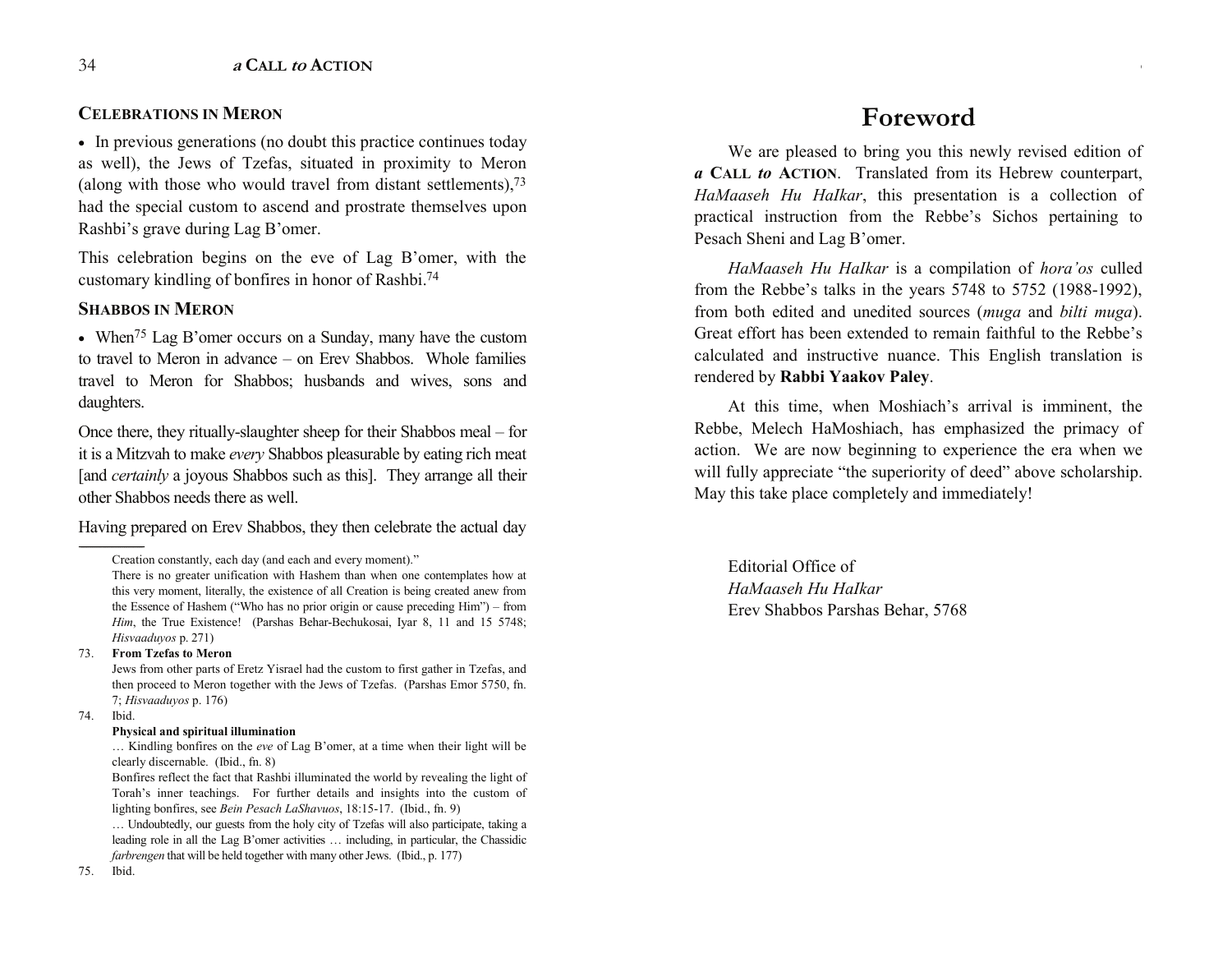## CELEBRATIONS IN MERON

- In previous generations (no doubt this practice continues today as well), the Jews of Tzefas, situated in proximity to Meron (along with those who would travel from distant settlements),[73] had the special custom to ascend and prostrate themselves upon Rashbi's grave during Lag B'omer.

This celebration begins on the eve of Lag B'omer, with the customary kindling of bonfires in honor of Rashbi.[74]

## SHABBOS IN MERON

- When[75] Lag B'omer occurs on a Sunday, many have the custom to travel to Meron in advance – on Erev Shabbos. Whole families travel to Meron for Shabbos; husbands and wives, sons and daughters.

Once there, they ritually-slaughter sheep for their Shabbos meal – for it is a Mitzvah to make *every* Shabbos pleasurable by eating rich meat [and *certainly* a joyous Shabbos such as this]. They arrange all their other Shabbos needs there as well.

Having prepared on Erev Shabbos, they then celebrate the actual day

---

Creation constantly, each day (and each and every moment)."

There is no greater unification with Hashem than when one contemplates how at this very moment, literally, the existence of all Creation is being created anew from the Essence of Hashem ("Who has no prior origin or cause preceding Him") – from *Him*, the True Existence! (Parshas Behar-Bechukosai, Iyar 8, 11 and 15 5748; *Hisvaaduyos* p. 271)

73. **From Tzefas to Meron**

Jews from other parts of Eretz Yisrael had the custom to first gather in Tzefas, and then proceed to Meron together with the Jews of Tzefas. (Parshas Emor 5750, fn. 7; *Hisvaaduyos* p. 176)

74. Ibid.

**Physical and spiritual illumination**

… Kindling bonfires on the *eve* of Lag B'omer, at a time when their light will be clearly discernable. (Ibid., fn. 8)

Bonfires reflect the fact that Rashbi illuminated the world by revealing the light of Torah's inner teachings. For further details and insights into the custom of lighting bonfires, see *Bein Pesach LaShavuos*, 18:15-17. (Ibid., fn. 9)

… Undoubtedly, our guests from the holy city of Tzefas will also participate, taking a leading role in all the Lag B'omer activities … including, in particular, the Chassidic *farbrengen* that will be held together with many other Jews. (Ibid., p. 177)

75. Ibid.

# Foreword

We are pleased to bring you this newly revised edition of ***a* CALL *to* ACTION**. Translated from its Hebrew counterpart, *HaMaaseh Hu HaIkar*, this presentation is a collection of practical instruction from the Rebbe's Sichos pertaining to Pesach Sheni and Lag B'omer.

*HaMaaseh Hu HaIkar* is a compilation of *hora'os* culled from the Rebbe's talks in the years 5748 to 5752 (1988-1992), from both edited and unedited sources (*muga* and *bilti muga*). Great effort has been extended to remain faithful to the Rebbe's calculated and instructive nuance. This English translation is rendered by **Rabbi Yaakov Paley**.

At this time, when Moshiach's arrival is imminent, the Rebbe, Melech HaMoshiach, has emphasized the primacy of action. We are now beginning to experience the era when we will fully appreciate "the superiority of deed" above scholarship. May this take place completely and immediately!

Editorial Office of
*HaMaaseh Hu HaIkar*
Erev Shabbos Parshas Behar, 5768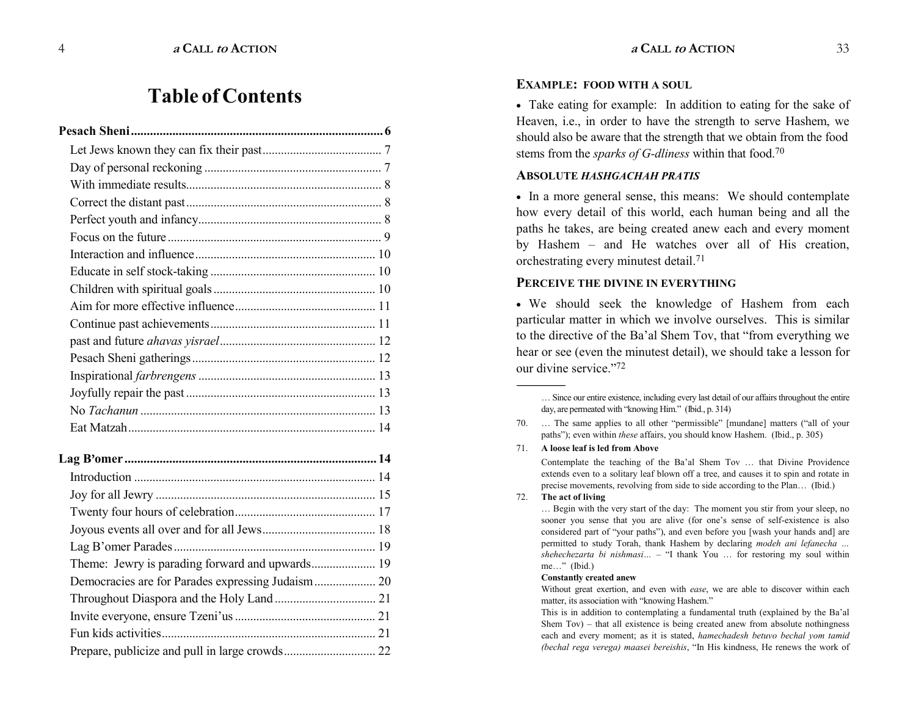# Table of Contents

**Pesach Sheni** ........ 6

- Let Jews known they can fix their past ........ 7
- Day of personal reckoning ........ 7
- With immediate results ........ 8
- Correct the distant past ........ 8
- Perfect youth and infancy ........ 8
- Focus on the future ........ 9
- Interaction and influence ........ 10
- Educate in self stock-taking ........ 10
- Children with spiritual goals ........ 10
- Aim for more effective influence ........ 11
- Continue past achievements ........ 11
- past and future *ahavas yisrael* ........ 12
- Pesach Sheni gatherings ........ 12
- Inspirational *farbrengens* ........ 13
- Joyfully repair the past ........ 13
- No *Tachanun* ........ 13
- Eat Matzah ........ 14

**Lag B'omer** ........ 14

- Introduction ........ 14
- Joy for all Jewry ........ 15
- Twenty four hours of celebration ........ 17
- Joyous events all over and for all Jews ........ 18
- Lag B'omer Parades ........ 19
- Theme: Jewry is parading forward and upwards ........ 19
- Democracies are for Parades expressing Judaism ........ 20
- Throughout Diaspora and the Holy Land ........ 21
- Invite everyone, ensure Tzeni'us ........ 21
- Fun kids activities ........ 21
- Prepare, publicize and pull in large crowds ........ 22

### Example: Food with a soul

- Take eating for example: In addition to eating for the sake of Heaven, i.e., in order to have the strength to serve Hashem, we should also be aware that the strength that we obtain from the food stems from the *sparks of G-dliness* within that food.[70]

### Absolute *Hashgachah Pratis*

- In a more general sense, this means: We should contemplate how every detail of this world, each human being and all the paths he takes, are being created anew each and every moment by Hashem – and He watches over all of His creation, orchestrating every minutest detail.[71]

### Perceive the divine in everything

- We should seek the knowledge of Hashem from each particular matter in which we involve ourselves. This is similar to the directive of the Ba'al Shem Tov, that "from everything we hear or see (even the minutest detail), we should take a lesson for our divine service."[72]

---

… Since our entire existence, including every last detail of our affairs throughout the entire day, are permeated with "knowing Him." (Ibid., p. 314)

70. … The same applies to all other "permissible" [mundane] matters ("all of your paths"); even within *these* affairs, you should know Hashem. (Ibid., p. 305)

71. **A loose leaf is led from Above**

    Contemplate the teaching of the Ba'al Shem Tov … that Divine Providence extends even to a solitary leaf blown off a tree, and causes it to spin and rotate in precise movements, revolving from side to side according to the Plan… (Ibid.)

72. **The act of living**

    … Begin with the very start of the day: The moment you stir from your sleep, no sooner you sense that you are alive (for one's sense of self-existence is also considered part of "your paths"), and even before you [wash your hands and] are permitted to study Torah, thank Hashem by declaring *modeh ani lefanecha … shehechezarta bi nishmasi…* – "I thank You … for restoring my soul within me…" (Ibid.)

    **Constantly created anew**

    Without great exertion, and even with *ease*, we are able to discover within each matter, its association with "knowing Hashem."

    This is in addition to contemplating a fundamental truth (explained by the Ba'al Shem Tov) – that all existence is being created anew from absolute nothingness each and every moment; as it is stated, *hamechadesh betuvo bechal yom tamid (bechal rega verega) maasei bereishis*, "In His kindness, He renews the work of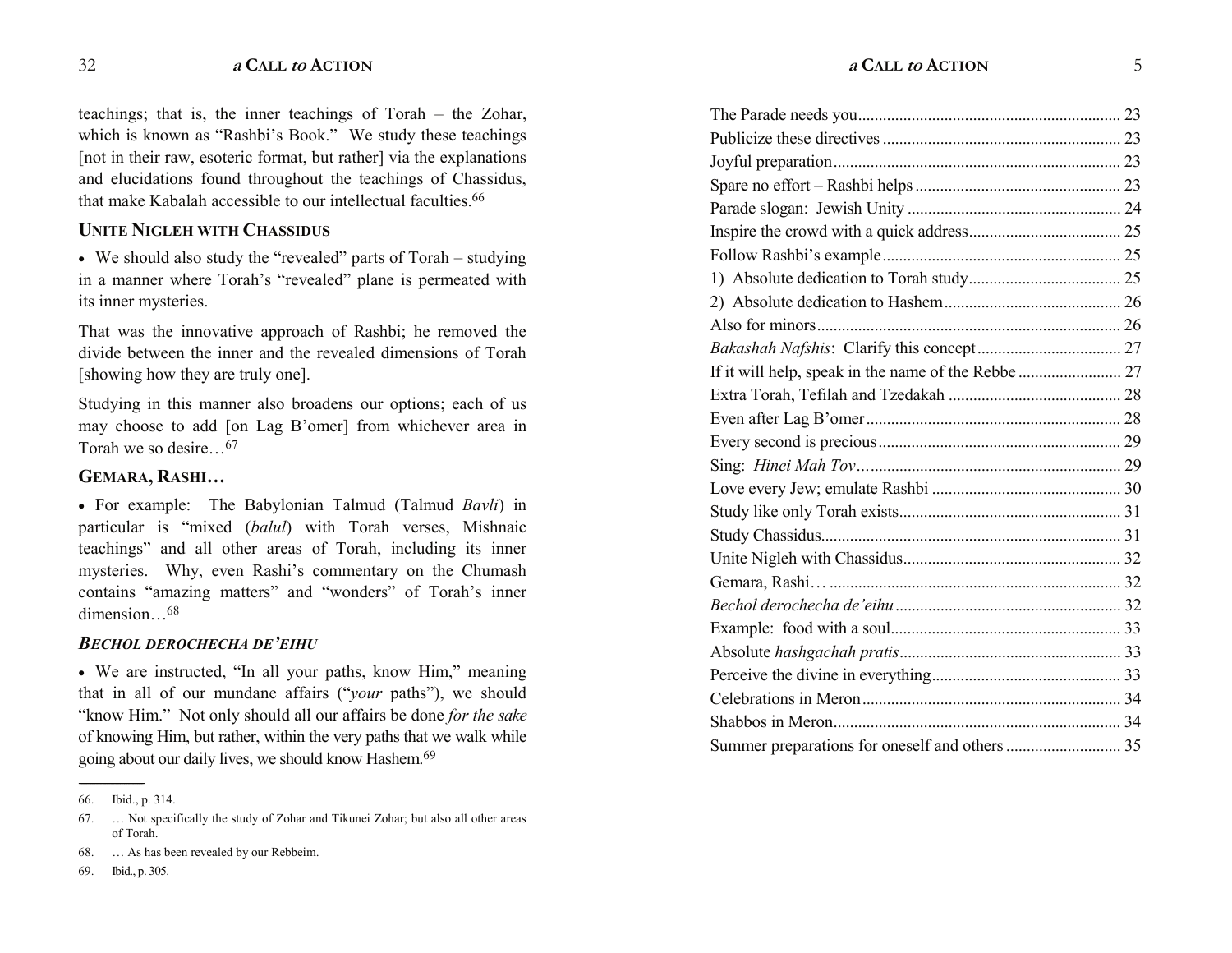teachings; that is, the inner teachings of Torah – the Zohar, which is known as "Rashbi's Book." We study these teachings [not in their raw, esoteric format, but rather] via the explanations and elucidations found throughout the teachings of Chassidus, that make Kabalah accessible to our intellectual faculties.[66]

### UNITE NIGLEH WITH CHASSIDUS

- We should also study the "revealed" parts of Torah – studying in a manner where Torah's "revealed" plane is permeated with its inner mysteries.

That was the innovative approach of Rashbi; he removed the divide between the inner and the revealed dimensions of Torah [showing how they are truly one].

Studying in this manner also broadens our options; each of us may choose to add [on Lag B'omer] from whichever area in Torah we so desire…[67]

### GEMARA, RASHI…

- For example: The Babylonian Talmud (Talmud *Bavli*) in particular is "mixed (*balul*) with Torah verses, Mishnaic teachings" and all other areas of Torah, including its inner mysteries. Why, even Rashi's commentary on the Chumash contains "amazing matters" and "wonders" of Torah's inner dimension…[68]

### *BECHOL DEROCHECHA DE'EIHU*

- We are instructed, "In all your paths, know Him," meaning that in all of our mundane affairs ("*your* paths"), we should "know Him." Not only should all our affairs be done *for the sake* of knowing Him, but rather, within the very paths that we walk while going about our daily lives, we should know Hashem.[69]

---

66. Ibid., p. 314.
67. … Not specifically the study of Zohar and Tikunei Zohar; but also all other areas of Torah.
68. … As has been revealed by our Rebbeim.
69. Ibid., p. 305.

| | |
|---|---|
| The Parade needs you | 23 |
| Publicize these directives | 23 |
| Joyful preparation | 23 |
| Spare no effort – Rashbi helps | 23 |
| Parade slogan: Jewish Unity | 24 |
| Inspire the crowd with a quick address | 25 |
| Follow Rashbi's example | 25 |
| 1) Absolute dedication to Torah study | 25 |
| 2) Absolute dedication to Hashem | 26 |
| Also for minors | 26 |
| *Bakashah Nafshis*: Clarify this concept | 27 |
| If it will help, speak in the name of the Rebbe | 27 |
| Extra Torah, Tefilah and Tzedakah | 28 |
| Even after Lag B'omer | 28 |
| Every second is precious | 29 |
| Sing: *Hinei Mah Tov* | 29 |
| Love every Jew; emulate Rashbi | 30 |
| Study like only Torah exists | 31 |
| Study Chassidus | 31 |
| Unite Nigleh with Chassidus | 32 |
| Gemara, Rashi… | 32 |
| *Bechol derochecha de'eihu* | 32 |
| Example: food with a soul | 33 |
| Absolute *hashgachah pratis* | 33 |
| Perceive the divine in everything | 33 |
| Celebrations in Meron | 34 |
| Shabbos in Meron | 34 |
| Summer preparations for oneself and others | 35 |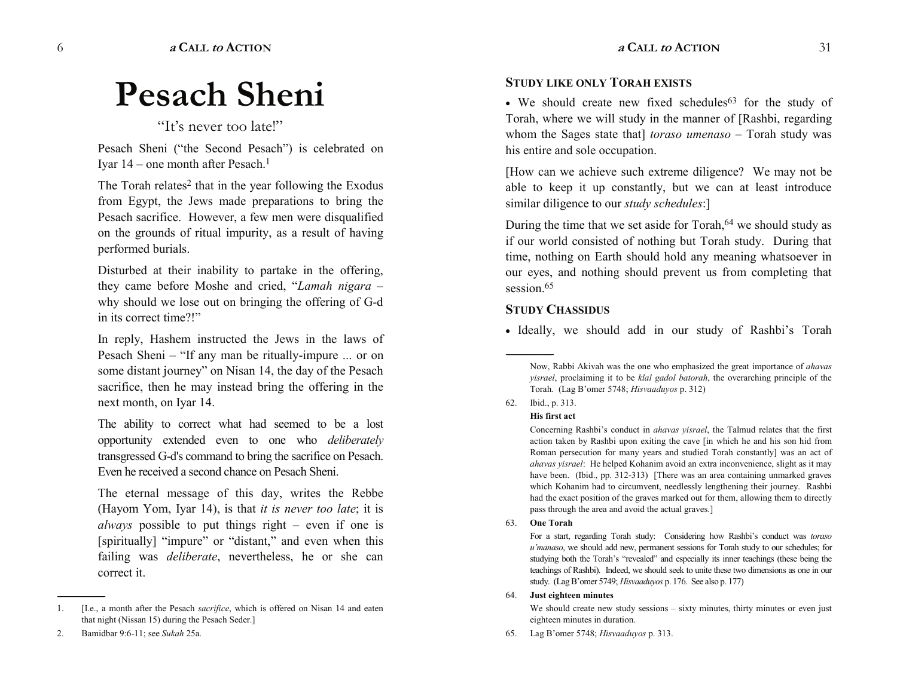# Pesach Sheni

"It's never too late!"

Pesach Sheni ("the Second Pesach") is celebrated on Iyar 14 – one month after Pesach.[1]

The Torah relates[2] that in the year following the Exodus from Egypt, the Jews made preparations to bring the Pesach sacrifice. However, a few men were disqualified on the grounds of ritual impurity, as a result of having performed burials.

Disturbed at their inability to partake in the offering, they came before Moshe and cried, "*Lamah nigara* – why should we lose out on bringing the offering of G-d in its correct time?!"

In reply, Hashem instructed the Jews in the laws of Pesach Sheni – "If any man be ritually-impure ... or on some distant journey" on Nisan 14, the day of the Pesach sacrifice, then he may instead bring the offering in the next month, on Iyar 14.

The ability to correct what had seemed to be a lost opportunity extended even to one who *deliberately* transgressed G-d's command to bring the sacrifice on Pesach. Even he received a second chance on Pesach Sheni.

The eternal message of this day, writes the Rebbe (Hayom Yom, Iyar 14), is that *it is never too late*; it is *always* possible to put things right – even if one is [spiritually] "impure" or "distant," and even when this failing was *deliberate*, nevertheless, he or she can correct it.

---

1. [I.e., a month after the Pesach *sacrifice*, which is offered on Nisan 14 and eaten that night (Nissan 15) during the Pesach Seder.]
2. Bamidbar 9:6-11; see *Sukah* 25a.

### Study like only Torah exists

- We should create new fixed schedules[63] for the study of Torah, where we will study in the manner of [Rashbi, regarding whom the Sages state that] *toraso umenaso* – Torah study was his entire and sole occupation.

[How can we achieve such extreme diligence? We may not be able to keep it up constantly, but we can at least introduce similar diligence to our *study schedules*:]

During the time that we set aside for Torah,[64] we should study as if our world consisted of nothing but Torah study. During that time, nothing on Earth should hold any meaning whatsoever in our eyes, and nothing should prevent us from completing that session.[65]

### Study Chassidus

- Ideally, we should add in our study of Rashbi's Torah

---

Now, Rabbi Akivah was the one who emphasized the great importance of *ahavas yisrael*, proclaiming it to be *klal gadol batorah*, the overarching principle of the Torah. (Lag B'omer 5748; *Hisvaaduyos* p. 312)

62. Ibid., p. 313.

    **His first act**

    Concerning Rashbi's conduct in *ahavas yisrael*, the Talmud relates that the first action taken by Rashbi upon exiting the cave [in which he and his son hid from Roman persecution for many years and studied Torah constantly] was an act of *ahavas yisrael*: He helped Kohanim avoid an extra inconvenience, slight as it may have been. (Ibid., pp. 312-313) [There was an area containing unmarked graves which Kohanim had to circumvent, needlessly lengthening their journey. Rashbi had the exact position of the graves marked out for them, allowing them to directly pass through the area and avoid the actual graves.]

63. **One Torah**

    For a start, regarding Torah study: Considering how Rashbi's conduct was *toraso u'manaso*, we should add new, permanent sessions for Torah study to our schedules; for studying both the Torah's "revealed" and especially its inner teachings (these being the teachings of Rashbi). Indeed, we should seek to unite these two dimensions as one in our study. (Lag B'omer 5749; *Hisvaaduyos* p. 176. See also p. 177)

64. **Just eighteen minutes**

    We should create new study sessions – sixty minutes, thirty minutes or even just eighteen minutes in duration.

65. Lag B'omer 5748; *Hisvaaduyos* p. 313.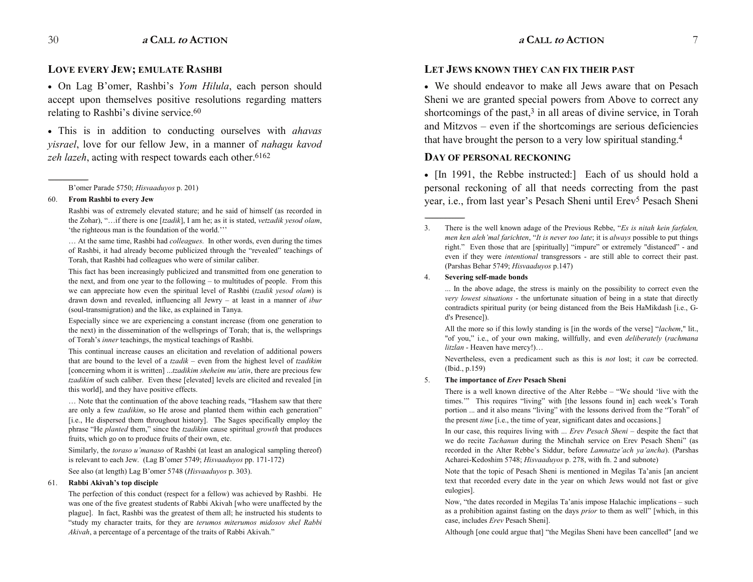## LOVE EVERY JEW; EMULATE RASHBI

• On Lag B'omer, Rashbi's *Yom Hilula*, each person should accept upon themselves positive resolutions regarding matters relating to Rashbi's divine service.[60]

• This is in addition to conducting ourselves with *ahavas yisrael*, love for our fellow Jew, in a manner of *nahagu kavod zeh lazeh*, acting with respect towards each other.[61][62]

---

B'omer Parade 5750; *Hisvaaduyos* p. 201)

60. **From Rashbi to every Jew**

Rashbi was of extremely elevated stature; and he said of himself (as recorded in the Zohar), "…if there is one [*tzadik*], I am he; as it is stated, *vetzadik yesod olam*, 'the righteous man is the foundation of the world.'''

… At the same time, Rashbi had *colleagues*. In other words, even during the times of Rashbi, it had already become publicized through the "revealed" teachings of Torah, that Rashbi had colleagues who were of similar caliber.

This fact has been increasingly publicized and transmitted from one generation to the next, and from one year to the following – to multitudes of people. From this we can appreciate how even the spiritual level of Rashbi (*tzadik yesod olam*) is drawn down and revealed, influencing all Jewry – at least in a manner of *ibur* (soul-transmigration) and the like, as explained in Tanya.

Especially since we are experiencing a constant increase (from one generation to the next) in the dissemination of the wellsprings of Torah; that is, the wellsprings of Torah's *inner* teachings, the mystical teachings of Rashbi.

This continual increase causes an elicitation and revelation of additional powers that are bound to the level of a *tzadik* – even from the highest level of *tzadikim* [concerning whom it is written] ...*tzadikim sheheim mu'atin*, there are precious few *tzadikim* of such caliber. Even these [elevated] levels are elicited and revealed [in this world], and they have positive effects.

… Note that the continuation of the above teaching reads, "Hashem saw that there are only a few *tzadikim*, so He arose and planted them within each generation" [i.e., He dispersed them throughout history]. The Sages specifically employ the phrase "He *planted* them," since the *tzadikim* cause spiritual *growth* that produces fruits, which go on to produce fruits of their own, etc.

Similarly, the *toraso u'manaso* of Rashbi (at least an analogical sampling thereof) is relevant to each Jew. (Lag B'omer 5749; *Hisvaaduyos* pp. 171-172)

See also (at length) Lag B'omer 5748 (*Hisvaaduyos* p. 303).

61. **Rabbi Akivah's top disciple**

The perfection of this conduct (respect for a fellow) was achieved by Rashbi. He was one of the five greatest students of Rabbi Akivah [who were unaffected by the plague]. In fact, Rashbi was the greatest of them all; he instructed his students to "study my character traits, for they are *terumos miterumos midosov shel Rabbi Akivah*, a percentage of a percentage of the traits of Rabbi Akivah."

## LET JEWS KNOWN THEY CAN FIX THEIR PAST

• We should endeavor to make all Jews aware that on Pesach Sheni we are granted special powers from Above to correct any shortcomings of the past,[3] in all areas of divine service, in Torah and Mitzvos – even if the shortcomings are serious deficiencies that have brought the person to a very low spiritual standing.[4]

## DAY OF PERSONAL RECKONING

• [In 1991, the Rebbe instructed:] Each of us should hold a personal reckoning of all that needs correcting from the past year, i.e., from last year's Pesach Sheni until Erev[5] Pesach Sheni

---

3. There is the well known adage of the Previous Rebbe, "*Es is nitah kein farfalen, men ken aleh'mal farichten*, "*It is never too late*; it is *always* possible to put things right." Even those that are [spiritually] "impure" or extremely "distanced" - and even if they were *intentional* transgressors - are still able to correct their past. (Parshas Behar 5749; *Hisvaaduyos* p.147)

4. **Severing self-made bonds**

... In the above adage, the stress is mainly on the possibility to correct even the *very lowest situations* - the unfortunate situation of being in a state that directly contradicts spiritual purity (or being distanced from the Beis HaMikdash [i.e., G-d's Presence]).

All the more so if this lowly standing is [in the words of the verse] "*lachem*," lit., "of you," i.e., of your own making, willfully, and even *deliberately* (*rachmana litzlan* - Heaven have mercy!)…

Nevertheless, even a predicament such as this is *not* lost; it *can* be corrected. (Ibid., p.159)

5. **The importance of *Erev* Pesach Sheni**

There is a well known directive of the Alter Rebbe – "We should 'live with the times.'" This requires "living" with [the lessons found in] each week's Torah portion ... and it also means "living" with the lessons derived from the "Torah" of the present *time* [i.e., the time of year, significant dates and occasions.]

In our case, this requires living with ... *Erev Pesach Sheni* – despite the fact that we do recite *Tachanun* during the Minchah service on Erev Pesach Sheni" (as recorded in the Alter Rebbe's Siddur, before *Lamnatze'ach ya'ancha*). (Parshas Acharei-Kedoshim 5748; *Hisvaaduyos* p. 278, with fn. 2 and subnote)

Note that the topic of Pesach Sheni is mentioned in Megilas Ta'anis [an ancient text that recorded every date in the year on which Jews would not fast or give eulogies].

Now, "the dates recorded in Megilas Ta'anis impose Halachic implications – such as a prohibition against fasting on the days *prior* to them as well" [which, in this case, includes *Erev* Pesach Sheni].

Although [one could argue that] "the Megilas Sheni have been cancelled" [and we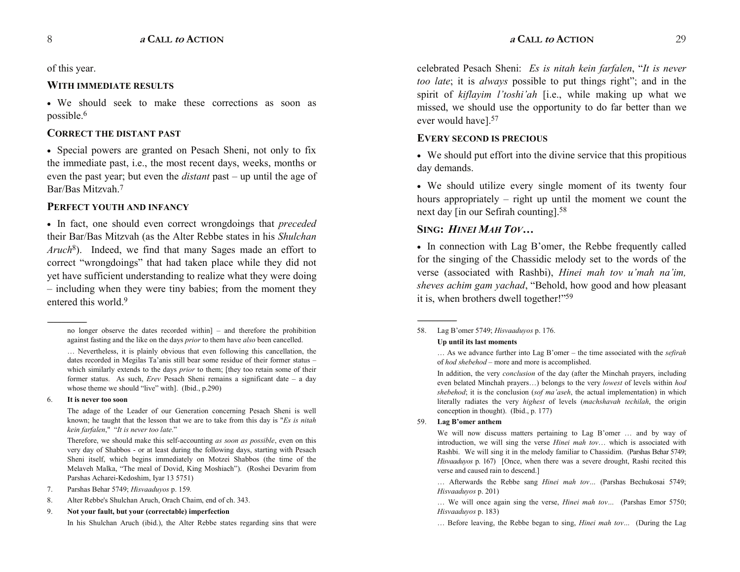of this year.

### WITH IMMEDIATE RESULTS

• We should seek to make these corrections as soon as possible.[6]

### CORRECT THE DISTANT PAST

• Special powers are granted on Pesach Sheni, not only to fix the immediate past, i.e., the most recent days, weeks, months or even the past year; but even the *distant* past – up until the age of Bar/Bas Mitzvah.[7]

### PERFECT YOUTH AND INFANCY

• In fact, one should even correct wrongdoings that *preceded* their Bar/Bas Mitzvah (as the Alter Rebbe states in his *Shulchan Aruch*[8]). Indeed, we find that many Sages made an effort to correct "wrongdoings" that had taken place while they did not yet have sufficient understanding to realize what they were doing – including when they were tiny babies; from the moment they entered this world.[9]

---

no longer observe the dates recorded within] – and therefore the prohibition against fasting and the like on the days *prior* to them have *also* been cancelled.

… Nevertheless, it is plainly obvious that even following this cancellation, the dates recorded in Megilas Ta'anis still bear some residue of their former status – which similarly extends to the days *prior* to them; [they too retain some of their former status. As such, *Erev* Pesach Sheni remains a significant date – a day whose theme we should "live" with]. (Ibid., p.290)

6. **It is never too soon**

The adage of the Leader of our Generation concerning Pesach Sheni is well known; he taught that the lesson that we are to take from this day is "*Es is nitah kein farfalen*," "*It is never too late*."

Therefore, we should make this self-accounting *as soon as possible*, even on this very day of Shabbos - or at least during the following days, starting with Pesach Sheni itself, which begins immediately on Motzei Shabbos (the time of the Melaveh Malka, "The meal of Dovid, King Moshiach"). (Roshei Devarim from Parshas Acharei-Kedoshim, Iyar 13 5751)

7. Parshas Behar 5749; *Hisvaaduyos* p. 159.

8. Alter Rebbe's Shulchan Aruch, Orach Chaim, end of ch. 343.

9. **Not your fault, but your (correctable) imperfection**

In his Shulchan Aruch (ibid.), the Alter Rebbe states regarding sins that were

---

celebrated Pesach Sheni: *Es is nitah kein farfalen*, "*It is never too late*; it is *always* possible to put things right"; and in the spirit of *kiflayim l'toshi'ah* [i.e., while making up what we missed, we should use the opportunity to do far better than we ever would have].[57]

### EVERY SECOND IS PRECIOUS

• We should put effort into the divine service that this propitious day demands.

• We should utilize every single moment of its twenty four hours appropriately – right up until the moment we count the next day [in our Sefirah counting].[58]

### SING: *HINEI MAH TOV…*

• In connection with Lag B'omer, the Rebbe frequently called for the singing of the Chassidic melody set to the words of the verse (associated with Rashbi), *Hinei mah tov u'mah na'im, sheves achim gam yachad*, "Behold, how good and how pleasant it is, when brothers dwell together!"[59]

---

58. Lag B'omer 5749; *Hisvaaduyos* p. 176.

**Up until its last moments**

… As we advance further into Lag B'omer – the time associated with the *sefirah* of *hod shebehod* – more and more is accomplished.

In addition, the very *conclusion* of the day (after the Minchah prayers, including even belated Minchah prayers…) belongs to the very *lowest* of levels within *hod shebehod*; it is the conclusion (*sof ma'aseh*, the actual implementation) in which literally radiates the very *highest* of levels (*machshavah techilah*, the origin conception in thought). (Ibid., p. 177)

59. **Lag B'omer anthem**

We will now discuss matters pertaining to Lag B'omer … and by way of introduction, we will sing the verse *Hinei mah tov*… which is associated with Rashbi. We will sing it in the melody familiar to Chassidim. (Parshas Behar 5749; *Hisvaaduyos* p. 167) [Once, when there was a severe drought, Rashi recited this verse and caused rain to descend.]

… Afterwards the Rebbe sang *Hinei mah tov*… (Parshas Bechukosai 5749; *Hisvaaduyos* p. 201)

… We will once again sing the verse, *Hinei mah tov*… (Parshas Emor 5750; *Hisvaaduyos* p. 183)

… Before leaving, the Rebbe began to sing, *Hinei mah tov*… (During the Lag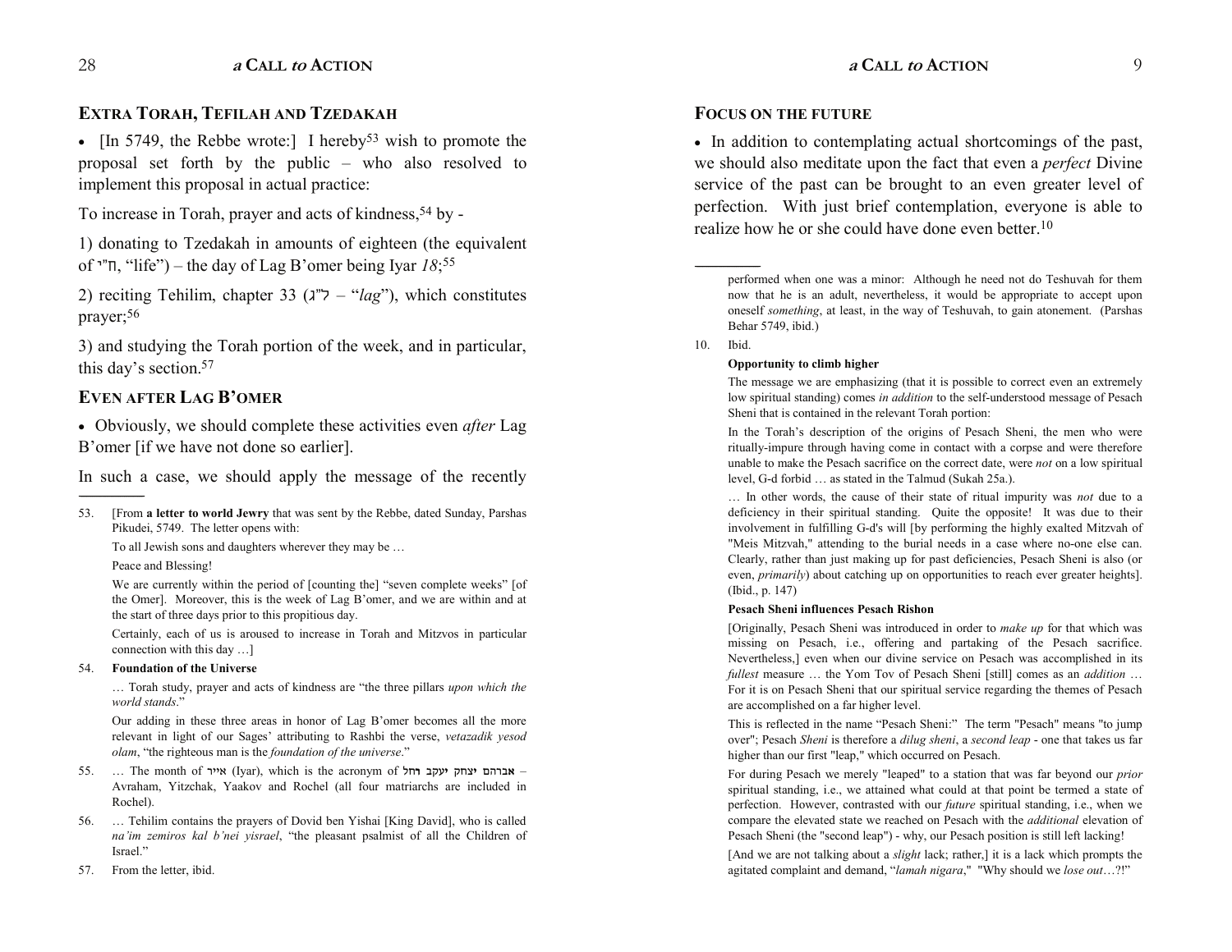## Extra Torah, Tefilah and Tzedakah

- [In 5749, the Rebbe wrote:] I hereby[53] wish to promote the proposal set forth by the public – who also resolved to implement this proposal in actual practice:

To increase in Torah, prayer and acts of kindness,[54] by -

1) donating to Tzedakah in amounts of eighteen (the equivalent of ח"י, "life") – the day of Lag B'omer being Iyar *18*;[55]

2) reciting Tehilim, chapter 33 (ל"ג – "*lag*"), which constitutes prayer;[56]

3) and studying the Torah portion of the week, and in particular, this day's section.[57]

## Even after Lag B'omer

- Obviously, we should complete these activities even *after* Lag B'omer [if we have not done so earlier].

In such a case, we should apply the message of the recently

---

53. [From **a letter to world Jewry** that was sent by the Rebbe, dated Sunday, Parshas Pikudei, 5749. The letter opens with:

To all Jewish sons and daughters wherever they may be …

Peace and Blessing!

We are currently within the period of [counting the] "seven complete weeks" [of the Omer]. Moreover, this is the week of Lag B'omer, and we are within and at the start of three days prior to this propitious day.

Certainly, each of us is aroused to increase in Torah and Mitzvos in particular connection with this day …]

54. **Foundation of the Universe**

… Torah study, prayer and acts of kindness are "the three pillars *upon which the world stands*."

Our adding in these three areas in honor of Lag B'omer becomes all the more relevant in light of our Sages' attributing to Rashbi the verse, *vetazadik yesod olam*, "the righteous man is the *foundation of the universe*."

55. … The month of אייר (Iyar), which is the acronym of **אברהם יצחק יעקב רחל** – Avraham, Yitzchak, Yaakov and Rochel (all four matriarchs are included in Rochel).

56. … Tehilim contains the prayers of Dovid ben Yishai [King David], who is called *na'im zemiros kal b'nei yisrael*, "the pleasant psalmist of all the Children of Israel."

57. From the letter, ibid.

## Focus on the Future

- In addition to contemplating actual shortcomings of the past, we should also meditate upon the fact that even a *perfect* Divine service of the past can be brought to an even greater level of perfection. With just brief contemplation, everyone is able to realize how he or she could have done even better.[10]

---

performed when one was a minor: Although he need not do Teshuvah for them now that he is an adult, nevertheless, it would be appropriate to accept upon oneself *something*, at least, in the way of Teshuvah, to gain atonement. (Parshas Behar 5749, ibid.)

10. Ibid.

**Opportunity to climb higher**

The message we are emphasizing (that it is possible to correct even an extremely low spiritual standing) comes *in addition* to the self-understood message of Pesach Sheni that is contained in the relevant Torah portion:

In the Torah's description of the origins of Pesach Sheni, the men who were ritually-impure through having come in contact with a corpse and were therefore unable to make the Pesach sacrifice on the correct date, were *not* on a low spiritual level, G-d forbid … as stated in the Talmud (Sukah 25a.).

… In other words, the cause of their state of ritual impurity was *not* due to a deficiency in their spiritual standing. Quite the opposite! It was due to their involvement in fulfilling G-d's will [by performing the highly exalted Mitzvah of "Meis Mitzvah," attending to the burial needs in a case where no-one else can. Clearly, rather than just making up for past deficiencies, Pesach Sheni is also (or even, *primarily*) about catching up on opportunities to reach ever greater heights]. (Ibid., p. 147)

**Pesach Sheni influences Pesach Rishon**

[Originally, Pesach Sheni was introduced in order to *make up* for that which was missing on Pesach, i.e., offering and partaking of the Pesach sacrifice. Nevertheless,] even when our divine service on Pesach was accomplished in its *fullest* measure … the Yom Tov of Pesach Sheni [still] comes as an *addition* … For it is on Pesach Sheni that our spiritual service regarding the themes of Pesach are accomplished on a far higher level.

This is reflected in the name "Pesach Sheni:" The term "Pesach" means "to jump over"; Pesach *Sheni* is therefore a *dilug sheni*, a *second leap* - one that takes us far higher than our first "leap," which occurred on Pesach.

For during Pesach we merely "leaped" to a station that was far beyond our *prior* spiritual standing, i.e., we attained what could at that point be termed a state of perfection. However, contrasted with our *future* spiritual standing, i.e., when we compare the elevated state we reached on Pesach with the *additional* elevation of Pesach Sheni (the "second leap") - why, our Pesach position is still left lacking!

[And we are not talking about a *slight* lack; rather,] it is a lack which prompts the agitated complaint and demand, "*lamah nigara*," "Why should we *lose out*…?!"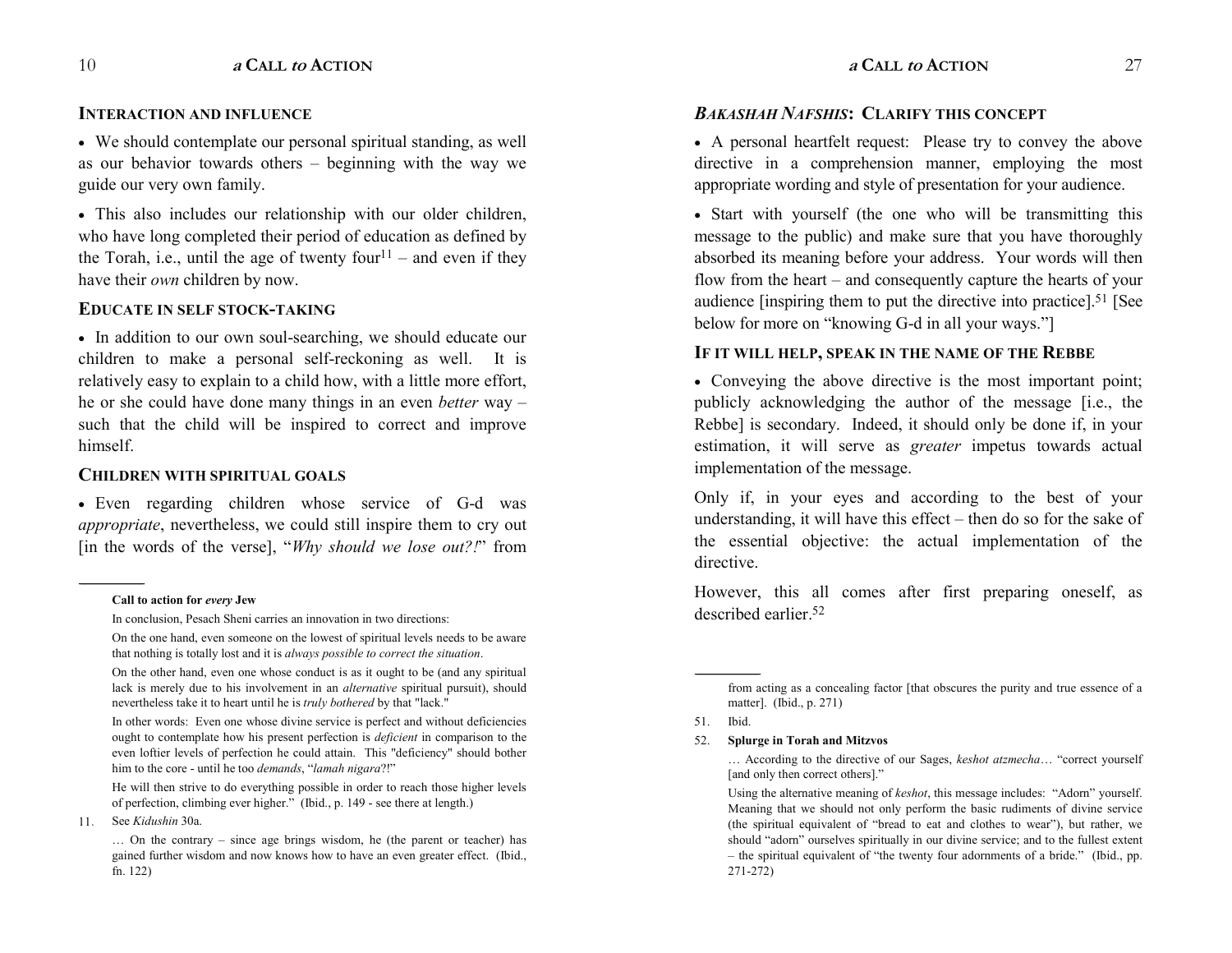### Interaction and Influence

- We should contemplate our personal spiritual standing, as well as our behavior towards others – beginning with the way we guide our very own family.

- This also includes our relationship with our older children, who have long completed their period of education as defined by the Torah, i.e., until the age of twenty four[11] – and even if they have their *own* children by now.

### Educate in Self Stock-Taking

- In addition to our own soul-searching, we should educate our children to make a personal self-reckoning as well. It is relatively easy to explain to a child how, with a little more effort, he or she could have done many things in an even *better* way – such that the child will be inspired to correct and improve himself.

### Children with Spiritual Goals

- Even regarding children whose service of G-d was *appropriate*, nevertheless, we could still inspire them to cry out [in the words of the verse], "*Why should we lose out?!*" from

---

**Call to action for *every* Jew**

In conclusion, Pesach Sheni carries an innovation in two directions:

On the one hand, even someone on the lowest of spiritual levels needs to be aware that nothing is totally lost and it is *always possible to correct the situation*.

On the other hand, even one whose conduct is as it ought to be (and any spiritual lack is merely due to his involvement in an *alternative* spiritual pursuit), should nevertheless take it to heart until he is *truly bothered* by that "lack."

In other words: Even one whose divine service is perfect and without deficiencies ought to contemplate how his present perfection is *deficient* in comparison to the even loftier levels of perfection he could attain. This "deficiency" should bother him to the core - until he too *demands*, "*lamah nigara*?!"

He will then strive to do everything possible in order to reach those higher levels of perfection, climbing ever higher." (Ibid., p. 149 - see there at length.)

11. See *Kidushin* 30a.

… On the contrary – since age brings wisdom, he (the parent or teacher) has gained further wisdom and now knows how to have an even greater effect. (Ibid., fn. 122)

### *Bakashah Nafshis*: Clarify This Concept

- A personal heartfelt request: Please try to convey the above directive in a comprehension manner, employing the most appropriate wording and style of presentation for your audience.

- Start with yourself (the one who will be transmitting this message to the public) and make sure that you have thoroughly absorbed its meaning before your address. Your words will then flow from the heart – and consequently capture the hearts of your audience [inspiring them to put the directive into practice].[51] [See below for more on "knowing G-d in all your ways."]

### If It Will Help, Speak in the Name of the Rebbe

- Conveying the above directive is the most important point; publicly acknowledging the author of the message [i.e., the Rebbe] is secondary. Indeed, it should only be done if, in your estimation, it will serve as *greater* impetus towards actual implementation of the message.

Only if, in your eyes and according to the best of your understanding, it will have this effect – then do so for the sake of the essential objective: the actual implementation of the directive.

However, this all comes after first preparing oneself, as described earlier.[52]

---

from acting as a concealing factor [that obscures the purity and true essence of a matter]. (Ibid., p. 271)

51. Ibid.

52. **Splurge in Torah and Mitzvos**

… According to the directive of our Sages, *keshot atzmecha*… "correct yourself [and only then correct others]."

Using the alternative meaning of *keshot*, this message includes: "Adorn" yourself. Meaning that we should not only perform the basic rudiments of divine service (the spiritual equivalent of "bread to eat and clothes to wear"), but rather, we should "adorn" ourselves spiritually in our divine service; and to the fullest extent – the spiritual equivalent of "the twenty four adornments of a bride." (Ibid., pp. 271-272)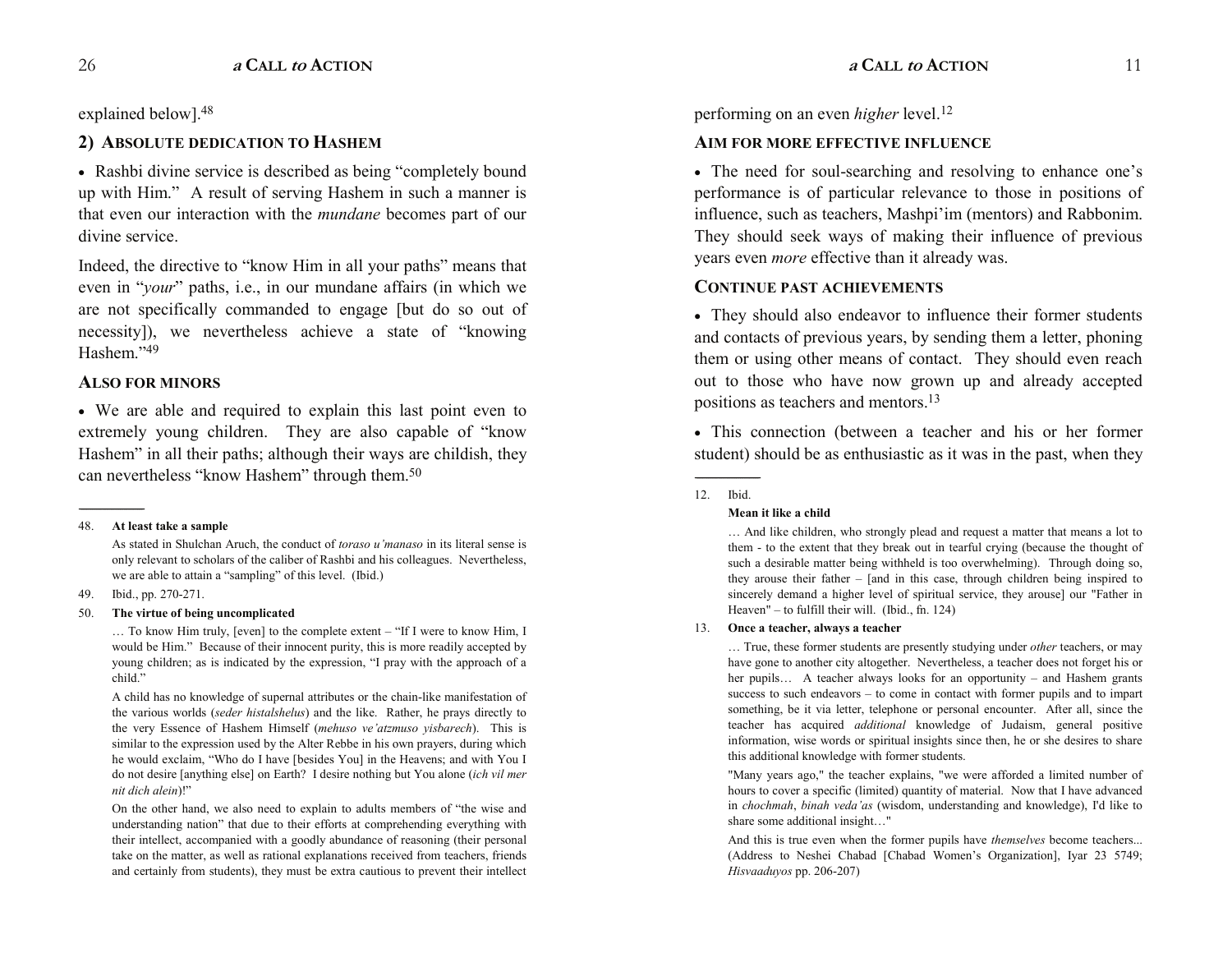explained below].[48]

## 2) Absolute dedication to Hashem

- Rashbi divine service is described as being "completely bound up with Him." A result of serving Hashem in such a manner is that even our interaction with the *mundane* becomes part of our divine service.

Indeed, the directive to "know Him in all your paths" means that even in "*your*" paths, i.e., in our mundane affairs (in which we are not specifically commanded to engage [but do so out of necessity]), we nevertheless achieve a state of "knowing Hashem."[49]

### Also for minors

- We are able and required to explain this last point even to extremely young children. They are also capable of "know Hashem" in all their paths; although their ways are childish, they can nevertheless "know Hashem" through them.[50]

---

48. **At least take a sample**

    As stated in Shulchan Aruch, the conduct of *toraso u'manaso* in its literal sense is only relevant to scholars of the caliber of Rashbi and his colleagues. Nevertheless, we are able to attain a "sampling" of this level. (Ibid.)

49. Ibid., pp. 270-271.

50. **The virtue of being uncomplicated**

    … To know Him truly, [even] to the complete extent – "If I were to know Him, I would be Him." Because of their innocent purity, this is more readily accepted by young children; as is indicated by the expression, "I pray with the approach of a child."

    A child has no knowledge of supernal attributes or the chain-like manifestation of the various worlds (*seder histalshelus*) and the like. Rather, he prays directly to the very Essence of Hashem Himself (*mehuso ve'atzmuso yisbarech*). This is similar to the expression used by the Alter Rebbe in his own prayers, during which he would exclaim, "Who do I have [besides You] in the Heavens; and with You I do not desire [anything else] on Earth? I desire nothing but You alone (*ich vil mer nit dich alein*)!"

    On the other hand, we also need to explain to adults members of "the wise and understanding nation" that due to their efforts at comprehending everything with their intellect, accompanied with a goodly abundance of reasoning (their personal take on the matter, as well as rational explanations received from teachers, friends and certainly from students), they must be extra cautious to prevent their intellect

performing on an even *higher* level.[12]

### Aim for more effective influence

- The need for soul-searching and resolving to enhance one's performance is of particular relevance to those in positions of influence, such as teachers, Mashpi'im (mentors) and Rabbonim. They should seek ways of making their influence of previous years even *more* effective than it already was.

### Continue past achievements

- They should also endeavor to influence their former students and contacts of previous years, by sending them a letter, phoning them or using other means of contact. They should even reach out to those who have now grown up and already accepted positions as teachers and mentors.[13]

- This connection (between a teacher and his or her former student) should be as enthusiastic as it was in the past, when they

---

12. Ibid.

    **Mean it like a child**

    … And like children, who strongly plead and request a matter that means a lot to them - to the extent that they break out in tearful crying (because the thought of such a desirable matter being withheld is too overwhelming). Through doing so, they arouse their father – [and in this case, through children being inspired to sincerely demand a higher level of spiritual service, they arouse] our "Father in Heaven" – to fulfill their will. (Ibid., fn. 124)

13. **Once a teacher, always a teacher**

    … True, these former students are presently studying under *other* teachers, or may have gone to another city altogether. Nevertheless, a teacher does not forget his or her pupils… A teacher always looks for an opportunity – and Hashem grants success to such endeavors – to come in contact with former pupils and to impart something, be it via letter, telephone or personal encounter. After all, since the teacher has acquired *additional* knowledge of Judaism, general positive information, wise words or spiritual insights since then, he or she desires to share this additional knowledge with former students.

    "Many years ago," the teacher explains, "we were afforded a limited number of hours to cover a specific (limited) quantity of material. Now that I have advanced in *chochmah*, *binah veda'as* (wisdom, understanding and knowledge), I'd like to share some additional insight…"

    And this is true even when the former pupils have *themselves* become teachers... (Address to Neshei Chabad [Chabad Women's Organization], Iyar 23 5749; *Hisvaaduyos* pp. 206-207)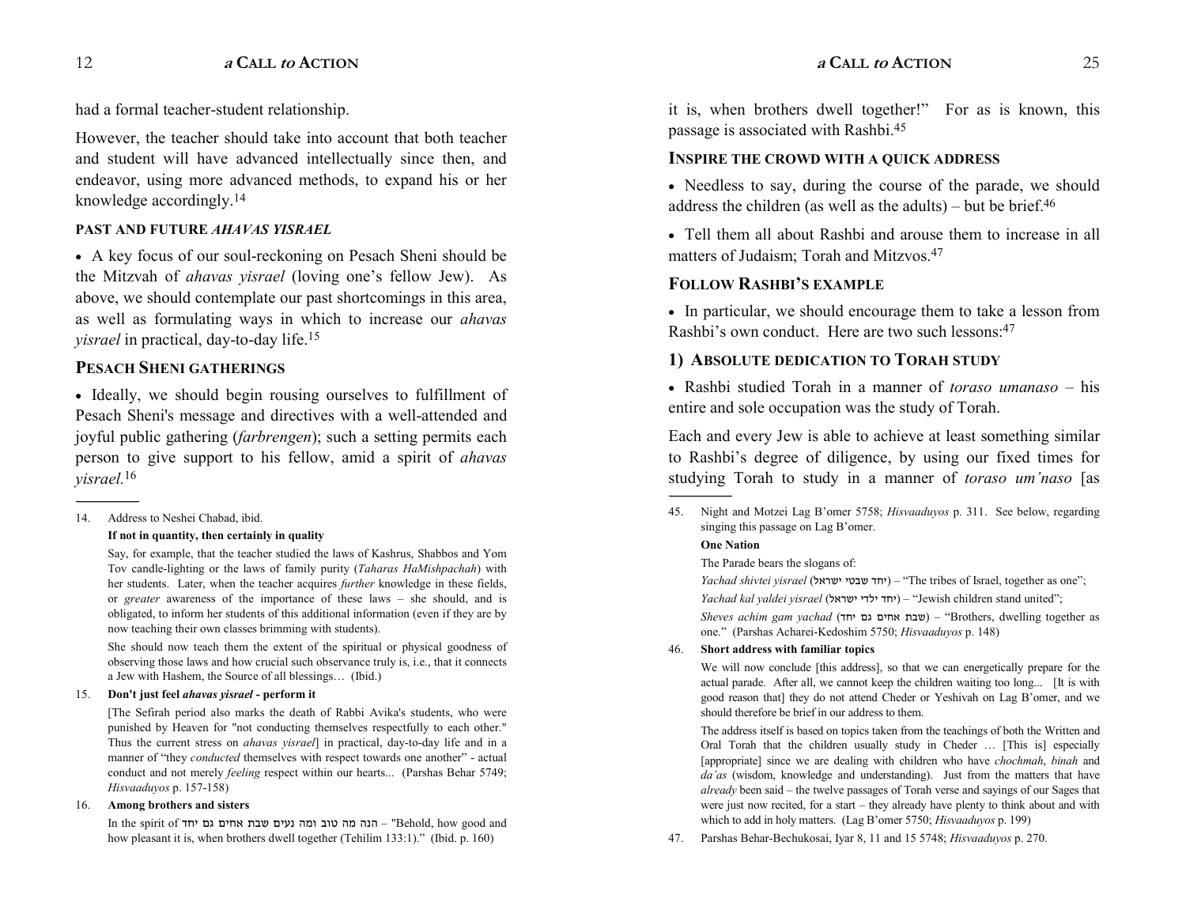had a formal teacher-student relationship.

However, the teacher should take into account that both teacher and student will have advanced intellectually since then, and endeavor, using more advanced methods, to expand his or her knowledge accordingly.[14]

#### PAST AND FUTURE *AHAVAS YISRAEL*

- A key focus of our soul-reckoning on Pesach Sheni should be the Mitzvah of *ahavas yisrael* (loving one's fellow Jew). As above, we should contemplate our past shortcomings in this area, as well as formulating ways in which to increase our *ahavas yisrael* in practical, day-to-day life.[15]

### PESACH SHENI GATHERINGS

- Ideally, we should begin rousing ourselves to fulfillment of Pesach Sheni's message and directives with a well-attended and joyful public gathering (*farbrengen*); such a setting permits each person to give support to his fellow, amid a spirit of *ahavas yisrael.*[16]

---

14. Address to Neshei Chabad, ibid.

    **If not in quantity, then certainly in quality**

    Say, for example, that the teacher studied the laws of Kashrus, Shabbos and Yom Tov candle-lighting or the laws of family purity (*Taharas HaMishpachah*) with her students. Later, when the teacher acquires *further* knowledge in these fields, or *greater* awareness of the importance of these laws – she should, and is obligated, to inform her students of this additional information (even if they are by now teaching their own classes brimming with students).

    She should now teach them the extent of the spiritual or physical goodness of observing those laws and how crucial such observance truly is, i.e., that it connects a Jew with Hashem, the Source of all blessings… (Ibid.)

15. **Don't just feel *ahavas yisrael* - perform it**

    [The Sefirah period also marks the death of Rabbi Avika's students, who were punished by Heaven for "not conducting themselves respectfully to each other." Thus the current stress on *ahavas yisrael*] in practical, day-to-day life and in a manner of "they *conducted* themselves with respect towards one another" - actual conduct and not merely *feeling* respect within our hearts... (Parshas Behar 5749; *Hisvaaduyos* p. 157-158)

16. **Among brothers and sisters**

    In the spirit of הנה מה טוב ומה נעים שבת אחים גם יחד – "Behold, how good and how pleasant it is, when brothers dwell together (Tehilim 133:1)." (Ibid. p. 160)

it is, when brothers dwell together!" For as is known, this passage is associated with Rashbi.[45]

#### INSPIRE THE CROWD WITH A QUICK ADDRESS

- Needless to say, during the course of the parade, we should address the children (as well as the adults) – but be brief.[46]
- Tell them all about Rashbi and arouse them to increase in all matters of Judaism; Torah and Mitzvos.[47]

### FOLLOW RASHBI'S EXAMPLE

- In particular, we should encourage them to take a lesson from Rashbi's own conduct. Here are two such lessons:[47]

### 1) ABSOLUTE DEDICATION TO TORAH STUDY

- Rashbi studied Torah in a manner of *toraso umanaso* – his entire and sole occupation was the study of Torah.

Each and every Jew is able to achieve at least something similar to Rashbi's degree of diligence, by using our fixed times for studying Torah to study in a manner of *toraso um'naso* [as

---

45. Night and Motzei Lag B'omer 5758; *Hisvaaduyos* p. 311. See below, regarding singing this passage on Lag B'omer.

    **One Nation**

    The Parade bears the slogans of:

    *Yachad shivtei yisrael* (יחד שבטי ישראל) – "The tribes of Israel, together as one";

    *Yachad kal yaldei yisrael* (יחד ילדי ישראל) – "Jewish children stand united";

    *Sheves achim gam yachad* (שבת אחים גם יחד) – "Brothers, dwelling together as one." (Parshas Acharei-Kedoshim 5750; *Hisvaaduyos* p. 148)

46. **Short address with familiar topics**

    We will now conclude [this address], so that we can energetically prepare for the actual parade. After all, we cannot keep the children waiting too long... [It is with good reason that] they do not attend Cheder or Yeshivah on Lag B'omer, and we should therefore be brief in our address to them.

    The address itself is based on topics taken from the teachings of both the Written and Oral Torah that the children usually study in Cheder … [This is] especially [appropriate] since we are dealing with children who have *chochmah*, *binah* and *da'as* (wisdom, knowledge and understanding). Just from the matters that have *already* been said – the twelve passages of Torah verse and sayings of our Sages that were just now recited, for a start – they already have plenty to think about and with which to add in holy matters. (Lag B'omer 5750; *Hisvaaduyos* p. 199)

47. Parshas Behar-Bechukosai, Iyar 8, 11 and 15 5748; *Hisvaaduyos* p. 270.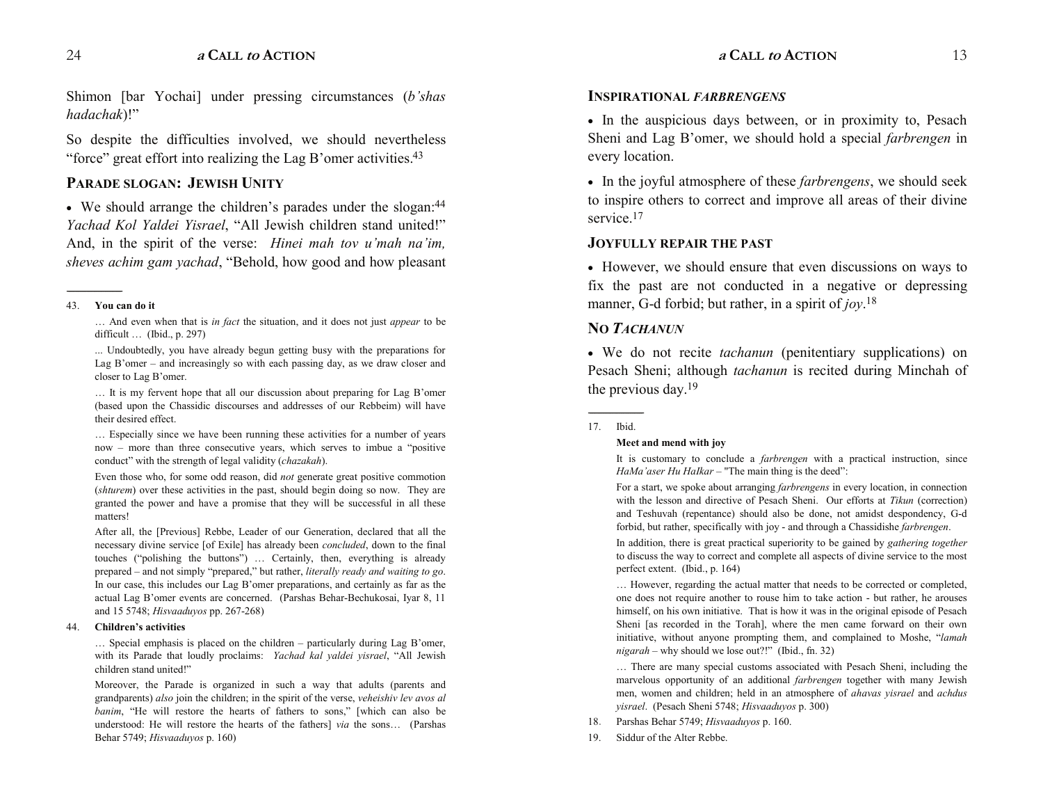Shimon [bar Yochai] under pressing circumstances (*b'shas hadachak*)!"

So despite the difficulties involved, we should nevertheless "force" great effort into realizing the Lag B'omer activities.[43]

## PARADE SLOGAN: JEWISH UNITY

- We should arrange the children's parades under the slogan:[44] *Yachad Kol Yaldei Yisrael*, "All Jewish children stand united!" And, in the spirit of the verse: *Hinei mah tov u'mah na'im, sheves achim gam yachad*, "Behold, how good and how pleasant

---

43. **You can do it**

… And even when that is *in fact* the situation, and it does not just *appear* to be difficult … (Ibid., p. 297)

... Undoubtedly, you have already begun getting busy with the preparations for Lag B'omer – and increasingly so with each passing day, as we draw closer and closer to Lag B'omer.

… It is my fervent hope that all our discussion about preparing for Lag B'omer (based upon the Chassidic discourses and addresses of our Rebbeim) will have their desired effect.

… Especially since we have been running these activities for a number of years now – more than three consecutive years, which serves to imbue a "positive conduct" with the strength of legal validity (*chazakah*).

Even those who, for some odd reason, did *not* generate great positive commotion (*shturem*) over these activities in the past, should begin doing so now. They are granted the power and have a promise that they will be successful in all these matters!

After all, the [Previous] Rebbe, Leader of our Generation, declared that all the necessary divine service [of Exile] has already been *concluded*, down to the final touches ("polishing the buttons") … Certainly, then, everything is already prepared – and not simply "prepared," but rather, *literally ready and waiting to go*. In our case, this includes our Lag B'omer preparations, and certainly as far as the actual Lag B'omer events are concerned. (Parshas Behar-Bechukosai, Iyar 8, 11 and 15 5748; *Hisvaaduyos* pp. 267-268)

44. **Children's activities**

… Special emphasis is placed on the children – particularly during Lag B'omer, with its Parade that loudly proclaims: *Yachad kal yaldei yisrael*, "All Jewish children stand united!"

Moreover, the Parade is organized in such a way that adults (parents and grandparents) *also* join the children; in the spirit of the verse, *veheishiv lev avos al banim*, "He will restore the hearts of fathers to sons," [which can also be understood: He will restore the hearts of the fathers] *via* the sons… (Parshas Behar 5749; *Hisvaaduyos* p. 160)

## INSPIRATIONAL *FARBRENGENS*

- In the auspicious days between, or in proximity to, Pesach Sheni and Lag B'omer, we should hold a special *farbrengen* in every location.

- In the joyful atmosphere of these *farbrengens*, we should seek to inspire others to correct and improve all areas of their divine service.[17]

## JOYFULLY REPAIR THE PAST

- However, we should ensure that even discussions on ways to fix the past are not conducted in a negative or depressing manner, G-d forbid; but rather, in a spirit of *joy*.[18]

## NO *TACHANUN*

- We do not recite *tachanun* (penitentiary supplications) on Pesach Sheni; although *tachanun* is recited during Minchah of the previous day.[19]

---

17. Ibid.

**Meet and mend with joy**

It is customary to conclude a *farbrengen* with a practical instruction, since *HaMa'aser Hu HaIkar* – "The main thing is the deed":

For a start, we spoke about arranging *farbrengens* in every location, in connection with the lesson and directive of Pesach Sheni. Our efforts at *Tikun* (correction) and Teshuvah (repentance) should also be done, not amidst despondency, G-d forbid, but rather, specifically with joy - and through a Chassidishe *farbrengen*.

In addition, there is great practical superiority to be gained by *gathering together* to discuss the way to correct and complete all aspects of divine service to the most perfect extent. (Ibid., p. 164)

… However, regarding the actual matter that needs to be corrected or completed, one does not require another to rouse him to take action - but rather, he arouses himself, on his own initiative. That is how it was in the original episode of Pesach Sheni [as recorded in the Torah], where the men came forward on their own initiative, without anyone prompting them, and complained to Moshe, "*lamah nigarah* – why should we lose out?!" (Ibid., fn. 32)

… There are many special customs associated with Pesach Sheni, including the marvelous opportunity of an additional *farbrengen* together with many Jewish men, women and children; held in an atmosphere of *ahavas yisrael* and *achdus yisrael*. (Pesach Sheni 5748; *Hisvaaduyos* p. 300)

18. Parshas Behar 5749; *Hisvaaduyos* p. 160.

19. Siddur of the Alter Rebbe.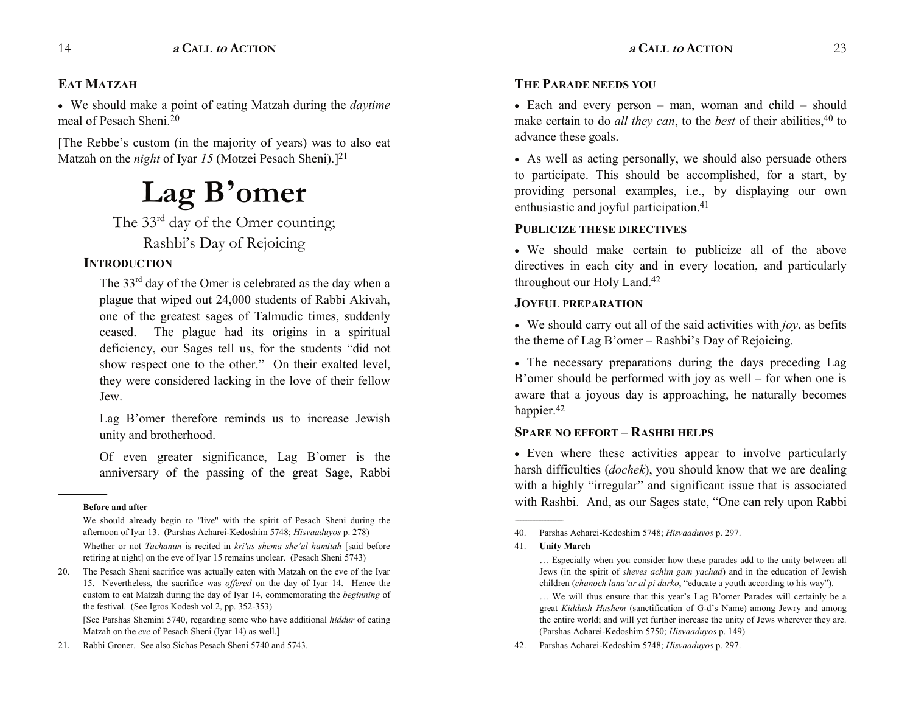## EAT MATZAH

- We should make a point of eating Matzah during the *daytime* meal of Pesach Sheni.[20]

[The Rebbe's custom (in the majority of years) was to also eat Matzah on the *night* of Iyar *15* (Motzei Pesach Sheni).][21]

# Lag B'omer

The 33rd day of the Omer counting;
Rashbi's Day of Rejoicing

## INTRODUCTION

The 33rd day of the Omer is celebrated as the day when a plague that wiped out 24,000 students of Rabbi Akivah, one of the greatest sages of Talmudic times, suddenly ceased. The plague had its origins in a spiritual deficiency, our Sages tell us, for the students "did not show respect one to the other." On their exalted level, they were considered lacking in the love of their fellow Jew.

Lag B'omer therefore reminds us to increase Jewish unity and brotherhood.

Of even greater significance, Lag B'omer is the anniversary of the passing of the great Sage, Rabbi

---

**Before and after**

We should already begin to "live" with the spirit of Pesach Sheni during the afternoon of Iyar 13. (Parshas Acharei-Kedoshim 5748; *Hisvaaduyos* p. 278)

Whether or not *Tachanun* is recited in *kri'as shema she'al hamitah* [said before retiring at night] on the eve of Iyar 15 remains unclear. (Pesach Sheni 5743)

20. The Pesach Sheni sacrifice was actually eaten with Matzah on the eve of the Iyar 15. Nevertheless, the sacrifice was *offered* on the day of Iyar 14. Hence the custom to eat Matzah during the day of Iyar 14, commemorating the *beginning* of the festival. (See Igros Kodesh vol.2, pp. 352-353)

    [See Parshas Shemini 5740, regarding some who have additional *hiddur* of eating Matzah on the *eve* of Pesach Sheni (Iyar 14) as well.]

21. Rabbi Groner. See also Sichas Pesach Sheni 5740 and 5743.

## THE PARADE NEEDS YOU

- Each and every person – man, woman and child – should make certain to do *all they can*, to the *best* of their abilities,[40] to advance these goals.

- As well as acting personally, we should also persuade others to participate. This should be accomplished, for a start, by providing personal examples, i.e., by displaying our own enthusiastic and joyful participation.[41]

## PUBLICIZE THESE DIRECTIVES

- We should make certain to publicize all of the above directives in each city and in every location, and particularly throughout our Holy Land.[42]

## JOYFUL PREPARATION

- We should carry out all of the said activities with *joy*, as befits the theme of Lag B'omer – Rashbi's Day of Rejoicing.

- The necessary preparations during the days preceding Lag B'omer should be performed with joy as well – for when one is aware that a joyous day is approaching, he naturally becomes happier.[42]

## SPARE NO EFFORT – RASHBI HELPS

- Even where these activities appear to involve particularly harsh difficulties (*dochek*), you should know that we are dealing with a highly "irregular" and significant issue that is associated with Rashbi. And, as our Sages state, "One can rely upon Rabbi

---

40. Parshas Acharei-Kedoshim 5748; *Hisvaaduyos* p. 297.

41. **Unity March**

    … Especially when you consider how these parades add to the unity between all Jews (in the spirit of *sheves achim gam yachad*) and in the education of Jewish children (*chanoch lana'ar al pi darko*, "educate a youth according to his way").

    … We will thus ensure that this year's Lag B'omer Parades will certainly be a great *Kiddush Hashem* (sanctification of G-d's Name) among Jewry and among the entire world; and will yet further increase the unity of Jews wherever they are. (Parshas Acharei-Kedoshim 5750; *Hisvaaduyos* p. 149)

42. Parshas Acharei-Kedoshim 5748; *Hisvaaduyos* p. 297.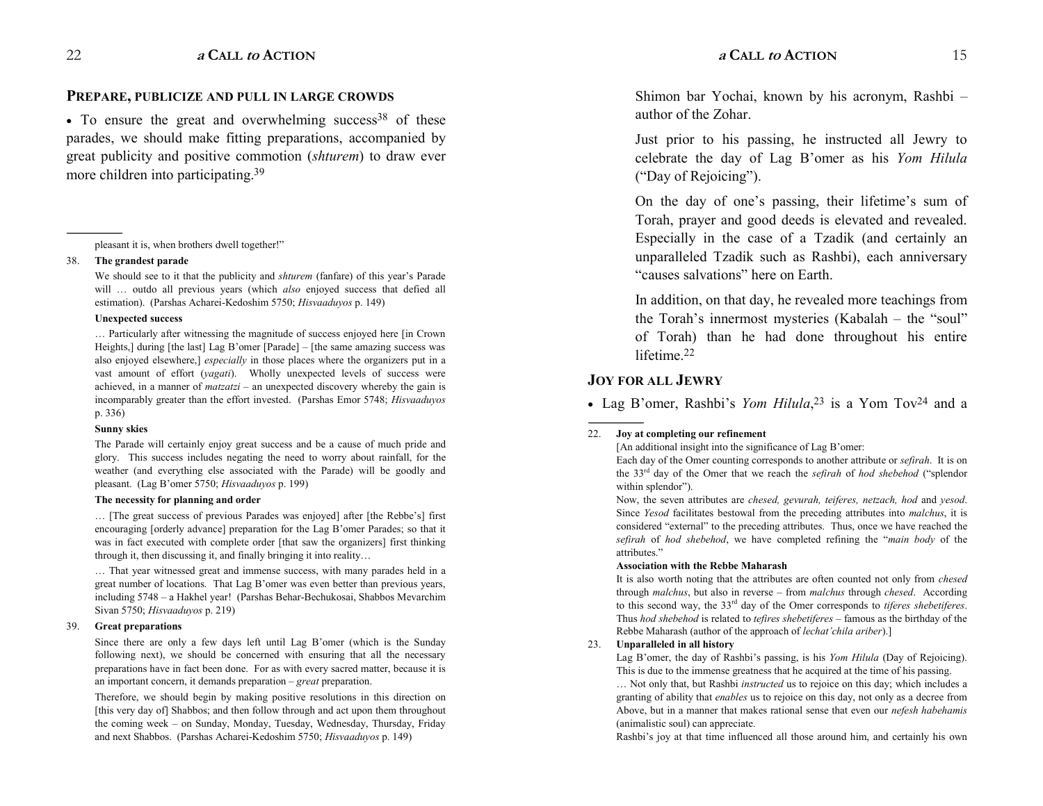## PREPARE, PUBLICIZE AND PULL IN LARGE CROWDS

• To ensure the great and overwhelming success[38] of these parades, we should make fitting preparations, accompanied by great publicity and positive commotion (*shturem*) to draw ever more children into participating.[39]

---

pleasant it is, when brothers dwell together!"

38. **The grandest parade**

We should see to it that the publicity and *shturem* (fanfare) of this year's Parade will … outdo all previous years (which *also* enjoyed success that defied all estimation). (Parshas Acharei-Kedoshim 5750; *Hisvaaduyos* p. 149)

**Unexpected success**

… Particularly after witnessing the magnitude of success enjoyed here [in Crown Heights,] during [the last] Lag B'omer [Parade] – [the same amazing success was also enjoyed elsewhere,] *especially* in those places where the organizers put in a vast amount of effort (*yagati*). Wholly unexpected levels of success were achieved, in a manner of *matzatzi* – an unexpected discovery whereby the gain is incomparably greater than the effort invested. (Parshas Emor 5748; *Hisvaaduyos* p. 336)

**Sunny skies**

The Parade will certainly enjoy great success and be a cause of much pride and glory. This success includes negating the need to worry about rainfall, for the weather (and everything else associated with the Parade) will be goodly and pleasant. (Lag B'omer 5750; *Hisvaaduyos* p. 199)

**The necessity for planning and order**

… [The great success of previous Parades was enjoyed] after [the Rebbe's] first encouraging [orderly advance] preparation for the Lag B'omer Parades; so that it was in fact executed with complete order [that saw the organizers] first thinking through it, then discussing it, and finally bringing it into reality…

… That year witnessed great and immense success, with many parades held in a great number of locations. That Lag B'omer was even better than previous years, including 5748 – a Hakhel year! (Parshas Behar-Bechukosai, Shabbos Mevarchim Sivan 5750; *Hisvaaduyos* p. 219)

39. **Great preparations**

Since there are only a few days left until Lag B'omer (which is the Sunday following next), we should be concerned with ensuring that all the necessary preparations have in fact been done. For as with every sacred matter, because it is an important concern, it demands preparation – *great* preparation.

Therefore, we should begin by making positive resolutions in this direction on [this very day of] Shabbos; and then follow through and act upon them throughout the coming week – on Sunday, Monday, Tuesday, Wednesday, Thursday, Friday and next Shabbos. (Parshas Acharei-Kedoshim 5750; *Hisvaaduyos* p. 149)

Shimon bar Yochai, known by his acronym, Rashbi – author of the Zohar.

Just prior to his passing, he instructed all Jewry to celebrate the day of Lag B'omer as his *Yom Hilula* ("Day of Rejoicing").

On the day of one's passing, their lifetime's sum of Torah, prayer and good deeds is elevated and revealed. Especially in the case of a Tzadik (and certainly an unparalleled Tzadik such as Rashbi), each anniversary "causes salvations" here on Earth.

In addition, on that day, he revealed more teachings from the Torah's innermost mysteries (Kabalah – the "soul" of Torah) than he had done throughout his entire lifetime.[22]

## JOY FOR ALL JEWRY

• Lag B'omer, Rashbi's *Yom Hilula*,[23] is a Yom Tov[24] and a

---

22. **Joy at completing our refinement**

[An additional insight into the significance of Lag B'omer:

Each day of the Omer counting corresponds to another attribute or *sefirah*. It is on the 33rd day of the Omer that we reach the *sefirah* of *hod shebehod* ("splendor within splendor").

Now, the seven attributes are *chesed, gevurah, teiferes, netzach, hod* and *yesod*. Since *Yesod* facilitates bestowal from the preceding attributes into *malchus*, it is considered "external" to the preceding attributes. Thus, once we have reached the *sefirah* of *hod shebehod*, we have completed refining the "*main body* of the attributes."

**Association with the Rebbe Maharash**

It is also worth noting that the attributes are often counted not only from *chesed* through *malchus*, but also in reverse – from *malchus* through *chesed*. According to this second way, the 33rd day of the Omer corresponds to *tiferes shebetiferes*. Thus *hod shebehod* is related to *tefires shebetiferes* – famous as the birthday of the Rebbe Maharash (author of the approach of *lechat'chila ariber*).]

23. **Unparalleled in all history**

Lag B'omer, the day of Rashbi's passing, is his *Yom Hilula* (Day of Rejoicing). This is due to the immense greatness that he acquired at the time of his passing.

… Not only that, but Rashbi *instructed* us to rejoice on this day; which includes a granting of ability that *enables* us to rejoice on this day, not only as a decree from Above, but in a manner that makes rational sense that even our *nefesh habehamis* (animalistic soul) can appreciate.

Rashbi's joy at that time influenced all those around him, and certainly his own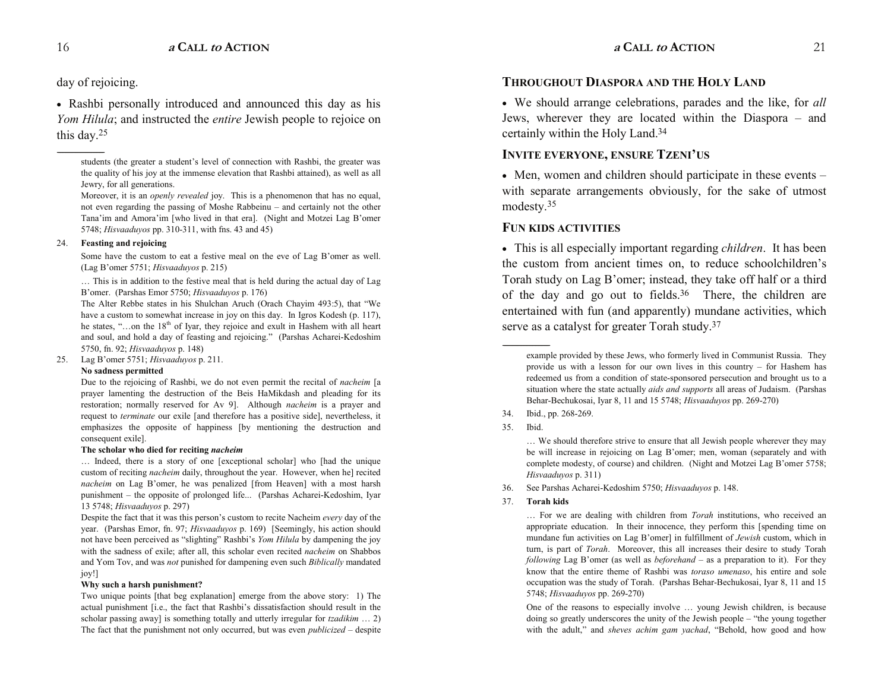day of rejoicing.

• Rashbi personally introduced and announced this day as his *Yom Hilula*; and instructed the *entire* Jewish people to rejoice on this day.[25]

---

students (the greater a student's level of connection with Rashbi, the greater was the quality of his joy at the immense elevation that Rashbi attained), as well as all Jewry, for all generations.

Moreover, it is an *openly revealed* joy. This is a phenomenon that has no equal, not even regarding the passing of Moshe Rabbeinu – and certainly not the other Tana'im and Amora'im [who lived in that era]. (Night and Motzei Lag B'omer 5748; *Hisvaaduyos* pp. 310-311, with fns. 43 and 45)

24. **Feasting and rejoicing**

Some have the custom to eat a festive meal on the eve of Lag B'omer as well. (Lag B'omer 5751; *Hisvaaduyos* p. 215)

… This is in addition to the festive meal that is held during the actual day of Lag B'omer. (Parshas Emor 5750; *Hisvaaduyos* p. 176)

The Alter Rebbe states in his Shulchan Aruch (Orach Chayim 493:5), that "We have a custom to somewhat increase in joy on this day. In Igros Kodesh (p. 117), he states, "…on the 18th of Iyar, they rejoice and exult in Hashem with all heart and soul, and hold a day of feasting and rejoicing." (Parshas Acharei-Kedoshim 5750, fn. 92; *Hisvaaduyos* p. 148)

25. Lag B'omer 5751; *Hisvaaduyos* p. 211.

**No sadness permitted**

Due to the rejoicing of Rashbi, we do not even permit the recital of *nacheim* [a prayer lamenting the destruction of the Beis HaMikdash and pleading for its restoration; normally reserved for Av 9]. Although *nacheim* is a prayer and request to *terminate* our exile [and therefore has a positive side], nevertheless, it emphasizes the opposite of happiness [by mentioning the destruction and consequent exile].

**The scholar who died for reciting *nacheim***

… Indeed, there is a story of one [exceptional scholar] who [had the unique custom of reciting *nacheim* daily, throughout the year. However, when he] recited *nacheim* on Lag B'omer, he was penalized [from Heaven] with a most harsh punishment – the opposite of prolonged life... (Parshas Acharei-Kedoshim, Iyar 13 5748; *Hisvaaduyos* p. 297)

Despite the fact that it was this person's custom to recite Nacheim *every* day of the year. (Parshas Emor, fn. 97; *Hisvaaduyos* p. 169) [Seemingly, his action should not have been perceived as "slighting" Rashbi's *Yom Hilula* by dampening the joy with the sadness of exile; after all, this scholar even recited *nacheim* on Shabbos and Yom Tov, and was *not* punished for dampening even such *Biblically* mandated joy!]

**Why such a harsh punishment?**

Two unique points [that beg explanation] emerge from the above story: 1) The actual punishment [i.e., the fact that Rashbi's dissatisfaction should result in the scholar passing away] is something totally and utterly irregular for *tzadikim* … 2) The fact that the punishment not only occurred, but was even *publicized* – despite

### Throughout Diaspora and the Holy Land

• We should arrange celebrations, parades and the like, for *all* Jews, wherever they are located within the Diaspora – and certainly within the Holy Land.[34]

### Invite everyone, ensure Tzeni'us

• Men, women and children should participate in these events – with separate arrangements obviously, for the sake of utmost modesty.[35]

### Fun kids activities

• This is all especially important regarding *children*. It has been the custom from ancient times on, to reduce schoolchildren's Torah study on Lag B'omer; instead, they take off half or a third of the day and go out to fields.[36] There, the children are entertained with fun (and apparently) mundane activities, which serve as a catalyst for greater Torah study.[37]

---

example provided by these Jews, who formerly lived in Communist Russia. They provide us with a lesson for our own lives in this country – for Hashem has redeemed us from a condition of state-sponsored persecution and brought us to a situation where the state actually *aids and supports* all areas of Judaism. (Parshas Behar-Bechukosai, Iyar 8, 11 and 15 5748; *Hisvaaduyos* pp. 269-270)

34. Ibid., pp. 268-269.

35. Ibid.

… We should therefore strive to ensure that all Jewish people wherever they may be will increase in rejoicing on Lag B'omer; men, woman (separately and with complete modesty, of course) and children. (Night and Motzei Lag B'omer 5758; *Hisvaaduyos* p. 311)

36. See Parshas Acharei-Kedoshim 5750; *Hisvaaduyos* p. 148.

37. **Torah kids**

… For we are dealing with children from *Torah* institutions, who received an appropriate education. In their innocence, they perform this [spending time on mundane fun activities on Lag B'omer] in fulfillment of *Jewish* custom, which in turn, is part of *Torah*. Moreover, this all increases their desire to study Torah *following* Lag B'omer (as well as *beforehand* – as a preparation to it). For they know that the entire theme of Rashbi was *toraso umenaso*, his entire and sole occupation was the study of Torah. (Parshas Behar-Bechukosai, Iyar 8, 11 and 15 5748; *Hisvaaduyos* pp. 269-270)

One of the reasons to especially involve … young Jewish children, is because doing so greatly underscores the unity of the Jewish people – "the young together with the adult," and *sheves achim gam yachad*, "Behold, how good and how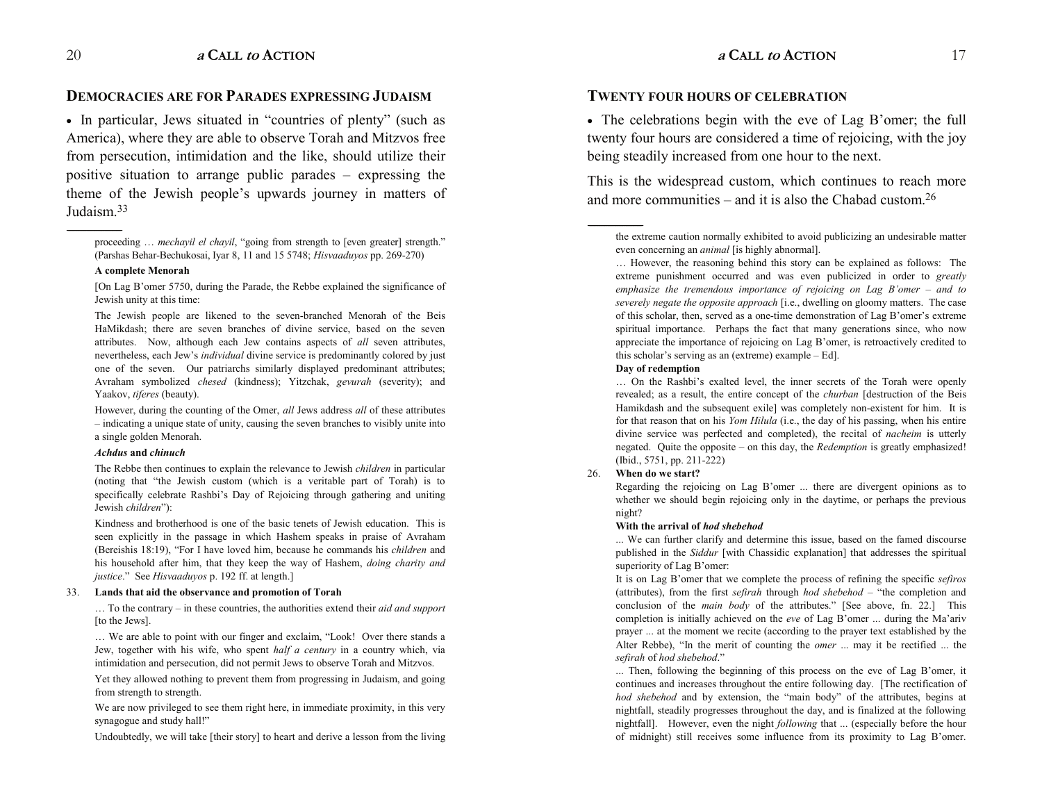## Democracies are for Parades expressing Judaism

• In particular, Jews situated in "countries of plenty" (such as America), where they are able to observe Torah and Mitzvos free from persecution, intimidation and the like, should utilize their positive situation to arrange public parades – expressing the theme of the Jewish people's upwards journey in matters of Judaism.[33]

---

proceeding … *mechayil el chayil*, "going from strength to [even greater] strength." (Parshas Behar-Bechukosai, Iyar 8, 11 and 15 5748; *Hisvaaduyos* pp. 269-270)

**A complete Menorah**

[On Lag B'omer 5750, during the Parade, the Rebbe explained the significance of Jewish unity at this time:

The Jewish people are likened to the seven-branched Menorah of the Beis HaMikdash; there are seven branches of divine service, based on the seven attributes. Now, although each Jew contains aspects of *all* seven attributes, nevertheless, each Jew's *individual* divine service is predominantly colored by just one of the seven. Our patriarchs similarly displayed predominant attributes; Avraham symbolized *chesed* (kindness); Yitzchak, *gevurah* (severity); and Yaakov, *tiferes* (beauty).

However, during the counting of the Omer, *all* Jews address *all* of these attributes – indicating a unique state of unity, causing the seven branches to visibly unite into a single golden Menorah.

***Achdus* and *chinuch***

The Rebbe then continues to explain the relevance to Jewish *children* in particular (noting that "the Jewish custom (which is a veritable part of Torah) is to specifically celebrate Rashbi's Day of Rejoicing through gathering and uniting Jewish *children*"):

Kindness and brotherhood is one of the basic tenets of Jewish education. This is seen explicitly in the passage in which Hashem speaks in praise of Avraham (Bereishis 18:19), "For I have loved him, because he commands his *children* and his household after him, that they keep the way of Hashem, *doing charity and justice*." See *Hisvaaduyos* p. 192 ff. at length.]

33. **Lands that aid the observance and promotion of Torah**

… To the contrary – in these countries, the authorities extend their *aid and support* [to the Jews].

… We are able to point with our finger and exclaim, "Look! Over there stands a Jew, together with his wife, who spent *half a century* in a country which, via intimidation and persecution, did not permit Jews to observe Torah and Mitzvos.

Yet they allowed nothing to prevent them from progressing in Judaism, and going from strength to strength.

We are now privileged to see them right here, in immediate proximity, in this very synagogue and study hall!"

Undoubtedly, we will take [their story] to heart and derive a lesson from the living

## Twenty four hours of celebration

• The celebrations begin with the eve of Lag B'omer; the full twenty four hours are considered a time of rejoicing, with the joy being steadily increased from one hour to the next.

This is the widespread custom, which continues to reach more and more communities – and it is also the Chabad custom.[26]

---

the extreme caution normally exhibited to avoid publicizing an undesirable matter even concerning an *animal* [is highly abnormal].

… However, the reasoning behind this story can be explained as follows: The extreme punishment occurred and was even publicized in order to *greatly emphasize the tremendous importance of rejoicing on Lag B'omer – and to severely negate the opposite approach* [i.e., dwelling on gloomy matters. The case of this scholar, then, served as a one-time demonstration of Lag B'omer's extreme spiritual importance. Perhaps the fact that many generations since, who now appreciate the importance of rejoicing on Lag B'omer, is retroactively credited to this scholar's serving as an (extreme) example – Ed].

**Day of redemption**

… On the Rashbi's exalted level, the inner secrets of the Torah were openly revealed; as a result, the entire concept of the *churban* [destruction of the Beis Hamikdash and the subsequent exile] was completely non-existent for him. It is for that reason that on his *Yom Hilula* (i.e., the day of his passing, when his entire divine service was perfected and completed), the recital of *nacheim* is utterly negated. Quite the opposite – on this day, the *Redemption* is greatly emphasized! (Ibid., 5751, pp. 211-222)

26. **When do we start?**

Regarding the rejoicing on Lag B'omer ... there are divergent opinions as to whether we should begin rejoicing only in the daytime, or perhaps the previous night?

**With the arrival of *hod shebehod***

... We can further clarify and determine this issue, based on the famed discourse published in the *Siddur* [with Chassidic explanation] that addresses the spiritual superiority of Lag B'omer:

It is on Lag B'omer that we complete the process of refining the specific *sefiros* (attributes), from the first *sefirah* through *hod shebehod* – "the completion and conclusion of the *main body* of the attributes." [See above, fn. 22.] This completion is initially achieved on the *eve* of Lag B'omer ... during the Ma'ariv prayer ... at the moment we recite (according to the prayer text established by the Alter Rebbe), "In the merit of counting the *omer* ... may it be rectified ... the *sefirah* of *hod shebehod*."

... Then, following the beginning of this process on the eve of Lag B'omer, it continues and increases throughout the entire following day. [The rectification of *hod shebehod* and by extension, the "main body" of the attributes, begins at nightfall, steadily progresses throughout the day, and is finalized at the following nightfall]. However, even the night *following* that ... (especially before the hour of midnight) still receives some influence from its proximity to Lag B'omer.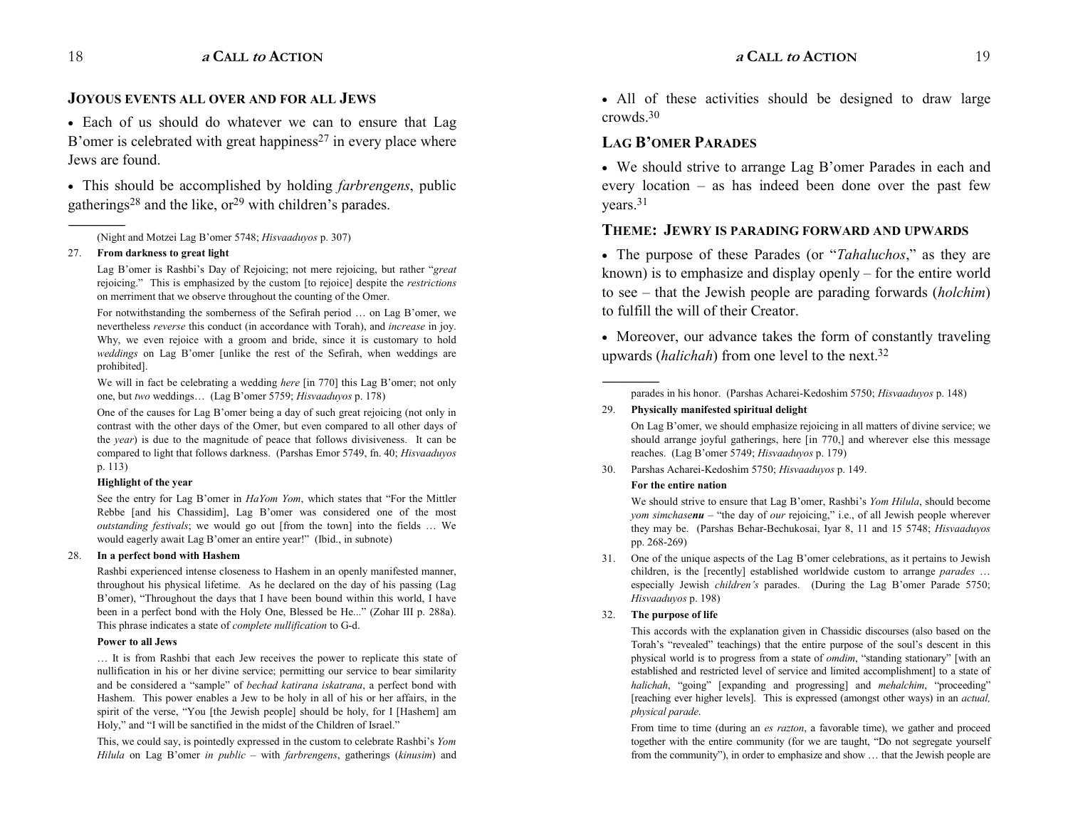## Joyous events all over and for all Jews

- Each of us should do whatever we can to ensure that Lag B'omer is celebrated with great happiness[27] in every place where Jews are found.

- This should be accomplished by holding *farbrengens*, public gatherings[28] and the like, or[29] with children's parades.

---

(Night and Motzei Lag B'omer 5748; *Hisvaaduyos* p. 307)

27. **From darkness to great light**

Lag B'omer is Rashbi's Day of Rejoicing; not mere rejoicing, but rather "*great* rejoicing." This is emphasized by the custom [to rejoice] despite the *restrictions* on merriment that we observe throughout the counting of the Omer.

For notwithstanding the somberness of the Sefirah period … on Lag B'omer, we nevertheless *reverse* this conduct (in accordance with Torah), and *increase* in joy. Why, we even rejoice with a groom and bride, since it is customary to hold *weddings* on Lag B'omer [unlike the rest of the Sefirah, when weddings are prohibited].

We will in fact be celebrating a wedding *here* [in 770] this Lag B'omer; not only one, but *two* weddings… (Lag B'omer 5759; *Hisvaaduyos* p. 178)

One of the causes for Lag B'omer being a day of such great rejoicing (not only in contrast with the other days of the Omer, but even compared to all other days of the *year*) is due to the magnitude of peace that follows divisiveness. It can be compared to light that follows darkness. (Parshas Emor 5749, fn. 40; *Hisvaaduyos* p. 113)

**Highlight of the year**

See the entry for Lag B'omer in *HaYom Yom*, which states that "For the Mittler Rebbe [and his Chassidim], Lag B'omer was considered one of the most *outstanding festivals*; we would go out [from the town] into the fields … We would eagerly await Lag B'omer an entire year!" (Ibid., in subnote)

28. **In a perfect bond with Hashem**

Rashbi experienced intense closeness to Hashem in an openly manifested manner, throughout his physical lifetime. As he declared on the day of his passing (Lag B'omer), "Throughout the days that I have been bound within this world, I have been in a perfect bond with the Holy One, Blessed be He..." (Zohar III p. 288a). This phrase indicates a state of *complete nullification* to G-d.

**Power to all Jews**

… It is from Rashbi that each Jew receives the power to replicate this state of nullification in his or her divine service; permitting our service to bear similarity and be considered a "sample" of *bechad katirana iskatrana*, a perfect bond with Hashem. This power enables a Jew to be holy in all of his or her affairs, in the spirit of the verse, "You [the Jewish people] should be holy, for I [Hashem] am Holy," and "I will be sanctified in the midst of the Children of Israel."

This, we could say, is pointedly expressed in the custom to celebrate Rashbi's *Yom Hilula* on Lag B'omer *in public* – with *farbrengens*, gatherings (*kinusim*) and parades in his honor. (Parshas Acharei-Kedoshim 5750; *Hisvaaduyos* p. 148)

- All of these activities should be designed to draw large crowds.[30]

## Lag B'omer Parades

- We should strive to arrange Lag B'omer Parades in each and every location – as has indeed been done over the past few years.[31]

## Theme: Jewry is parading forward and upwards

- The purpose of these Parades (or "*Tahaluchos*," as they are known) is to emphasize and display openly – for the entire world to see – that the Jewish people are parading forwards (*holchim*) to fulfill the will of their Creator.

- Moreover, our advance takes the form of constantly traveling upwards (*halichah*) from one level to the next.[32]

---

29. **Physically manifested spiritual delight**

On Lag B'omer, we should emphasize rejoicing in all matters of divine service; we should arrange joyful gatherings, here [in 770,] and wherever else this message reaches. (Lag B'omer 5749; *Hisvaaduyos* p. 179)

30. Parshas Acharei-Kedoshim 5750; *Hisvaaduyos* p. 149.

**For the entire nation**

We should strive to ensure that Lag B'omer, Rashbi's *Yom Hilula*, should become *yom simchase**nu*** – "the day of *our* rejoicing," i.e., of all Jewish people wherever they may be. (Parshas Behar-Bechukosai, Iyar 8, 11 and 15 5748; *Hisvaaduyos* pp. 268-269)

31. One of the unique aspects of the Lag B'omer celebrations, as it pertains to Jewish children, is the [recently] established worldwide custom to arrange *parades* … especially Jewish *children's* parades. (During the Lag B'omer Parade 5750; *Hisvaaduyos* p. 198)

32. **The purpose of life**

This accords with the explanation given in Chassidic discourses (also based on the Torah's "revealed" teachings) that the entire purpose of the soul's descent in this physical world is to progress from a state of *omdim*, "standing stationary" [with an established and restricted level of service and limited accomplishment] to a state of *halichah*, "going" [expanding and progressing] and *mehalchim*, "proceeding" [reaching ever higher levels]. This is expressed (amongst other ways) in an *actual, physical parade*.

From time to time (during an *es razton*, a favorable time), we gather and proceed together with the entire community (for we are taught, "Do not segregate yourself from the community"), in order to emphasize and show … that the Jewish people are